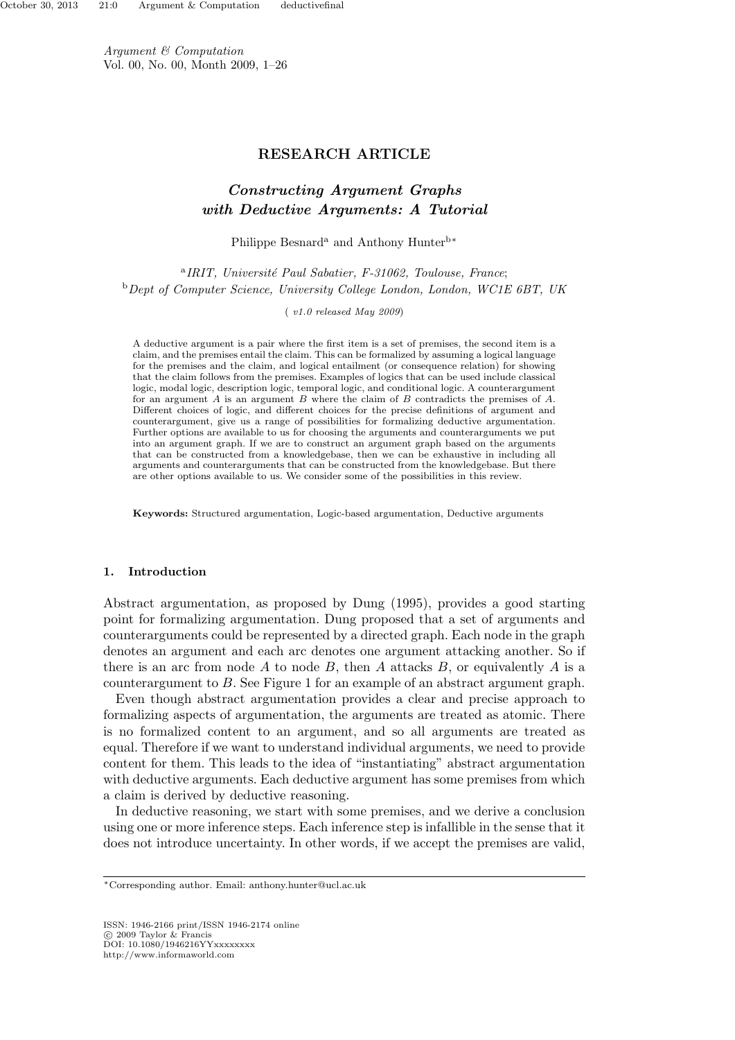*Argument & Computation*
Vol. 00, No. 00, Month 2009, 1–26

**RESEARCH ARTICLE**

# *Constructing Argument Graphs with Deductive Arguments: A Tutorial*

Philippe Besnard[a] and Anthony Hunter[b]*

[a]*IRIT, Université Paul Sabatier, F-31062, Toulouse, France*;
[b]*Dept of Computer Science, University College London, London, WC1E 6BT, UK*

( *v1.0 released May 2009*)

A deductive argument is a pair where the first item is a set of premises, the second item is a claim, and the premises entail the claim. This can be formalized by assuming a logical language for the premises and the claim, and logical entailment (or consequence relation) for showing that the claim follows from the premises. Examples of logics that can be used include classical logic, modal logic, description logic, temporal logic, and conditional logic. A counterargument for an argument $A$ is an argument $B$ where the claim of $B$ contradicts the premises of $A$. Different choices of logic, and different choices for the precise definitions of argument and counterargument, give us a range of possibilities for formalizing deductive argumentation. Further options are available to us for choosing the arguments and counterarguments we put into an argument graph. If we are to construct an argument graph based on the arguments that can be constructed from a knowledgebase, then we can be exhaustive in including all arguments and counterarguments that can be constructed from the knowledgebase. But there are other options available to us. We consider some of the possibilities in this review.

**Keywords:** Structured argumentation, Logic-based argumentation, Deductive arguments

## 1. Introduction

Abstract argumentation, as proposed by Dung (1995), provides a good starting point for formalizing argumentation. Dung proposed that a set of arguments and counterarguments could be represented by a directed graph. Each node in the graph denotes an argument and each arc denotes one argument attacking another. So if there is an arc from node $A$ to node $B$, then $A$ attacks $B$, or equivalently $A$ is a counterargument to $B$. See Figure 1 for an example of an abstract argument graph.

Even though abstract argumentation provides a clear and precise approach to formalizing aspects of argumentation, the arguments are treated as atomic. There is no formalized content to an argument, and so all arguments are treated as equal. Therefore if we want to understand individual arguments, we need to provide content for them. This leads to the idea of "instantiating" abstract argumentation with deductive arguments. Each deductive argument has some premises from which a claim is derived by deductive reasoning.

In deductive reasoning, we start with some premises, and we derive a conclusion using one or more inference steps. Each inference step is infallible in the sense that it does not introduce uncertainty. In other words, if we accept the premises are valid,

---

*Corresponding author. Email: anthony.hunter@ucl.ac.uk

ISSN: 1946-2166 print/ISSN 1946-2174 online
© 2009 Taylor & Francis
DOI: 10.1080/1946216YYxxxxxxxx
http://www.informaworld.com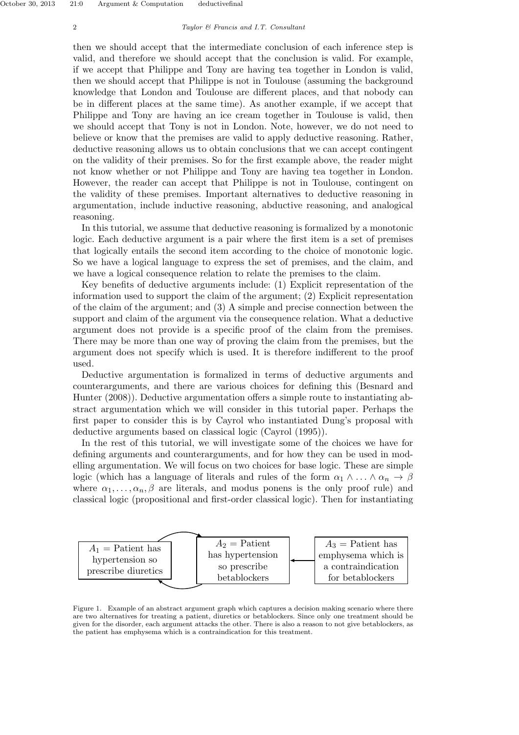then we should accept that the intermediate conclusion of each inference step is valid, and therefore we should accept that the conclusion is valid. For example, if we accept that Philippe and Tony are having tea together in London is valid, then we should accept that Philippe is not in Toulouse (assuming the background knowledge that London and Toulouse are different places, and that nobody can be in different places at the same time). As another example, if we accept that Philippe and Tony are having an ice cream together in Toulouse is valid, then we should accept that Tony is not in London. Note, however, we do not need to believe or know that the premises are valid to apply deductive reasoning. Rather, deductive reasoning allows us to obtain conclusions that we can accept contingent on the validity of their premises. So for the first example above, the reader might not know whether or not Philippe and Tony are having tea together in London. However, the reader can accept that Philippe is not in Toulouse, contingent on the validity of these premises. Important alternatives to deductive reasoning in argumentation, include inductive reasoning, abductive reasoning, and analogical reasoning.

In this tutorial, we assume that deductive reasoning is formalized by a monotonic logic. Each deductive argument is a pair where the first item is a set of premises that logically entails the second item according to the choice of monotonic logic. So we have a logical language to express the set of premises, and the claim, and we have a logical consequence relation to relate the premises to the claim.

Key benefits of deductive arguments include: (1) Explicit representation of the information used to support the claim of the argument; (2) Explicit representation of the claim of the argument; and (3) A simple and precise connection between the support and claim of the argument via the consequence relation. What a deductive argument does not provide is a specific proof of the claim from the premises. There may be more than one way of proving the claim from the premises, but the argument does not specify which is used. It is therefore indifferent to the proof used.

Deductive argumentation is formalized in terms of deductive arguments and counterarguments, and there are various choices for defining this (Besnard and Hunter (2008)). Deductive argumentation offers a simple route to instantiating abstract argumentation which we will consider in this tutorial paper. Perhaps the first paper to consider this is by Cayrol who instantiated Dung's proposal with deductive arguments based on classical logic (Cayrol (1995)).

In the rest of this tutorial, we will investigate some of the choices we have for defining arguments and counterarguments, and for how they can be used in modelling argumentation. We will focus on two choices for base logic. These are simple logic (which has a language of literals and rules of the form $\alpha_1 \wedge \ldots \wedge \alpha_n \rightarrow \beta$ where $\alpha_1, \ldots, \alpha_n, \beta$ are literals, and modus ponens is the only proof rule) and classical logic (propositional and first-order classical logic). Then for instantiating

$A_1$ = Patient has hypertension so prescribe diuretics

$A_2$ = Patient has hypertension so prescribe betablockers

$A_3$ = Patient has emphysema which is a contraindication for betablockers

Figure 1. Example of an abstract argument graph which captures a decision making scenario where there are two alternatives for treating a patient, diuretics or betablockers. Since only one treatment should be given for the disorder, each argument attacks the other. There is also a reason to not give betablockers, as the patient has emphysema which is a contraindication for this treatment.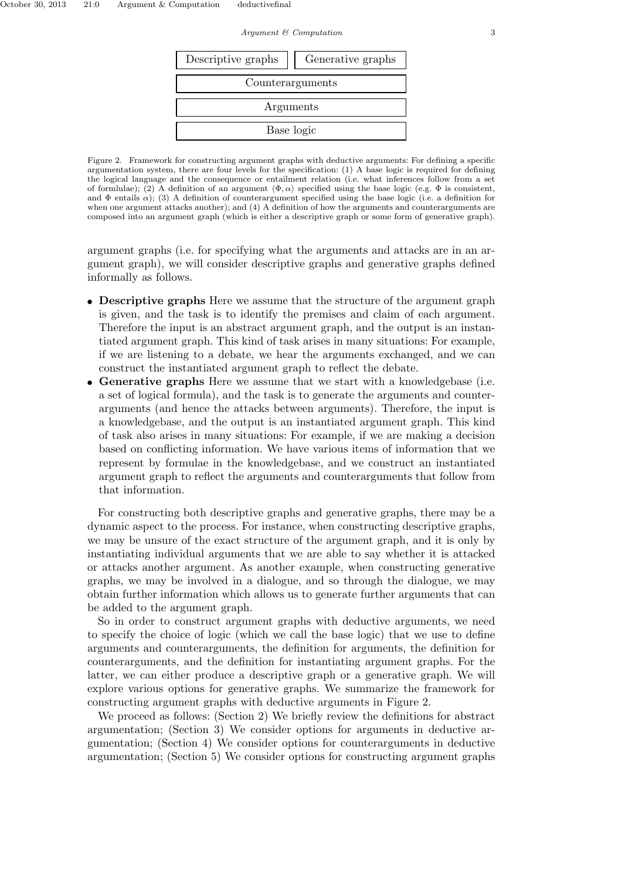Descriptive graphs | Generative graphs

Counterarguments

Arguments

Base logic

Figure 2. Framework for constructing argument graphs with deductive arguments: For defining a specific argumentation system, there are four levels for the specification: (1) A base logic is required for defining the logical language and the consequence or entailment relation (i.e. what inferences follow from a set of formlulae); (2) A definition of an argument $\langle \Phi, \alpha \rangle$ specified using the base logic (e.g. $\Phi$ is consistent, and $\Phi$ entails $\alpha$); (3) A definition of counterargument specified using the base logic (i.e. a definition for when one argument attacks another); and (4) A definition of how the arguments and counterarguments are composed into an argument graph (which is either a descriptive graph or some form of generative graph).

argument graphs (i.e. for specifying what the arguments and attacks are in an argument graph), we will consider descriptive graphs and generative graphs defined informally as follows.

- **Descriptive graphs** Here we assume that the structure of the argument graph is given, and the task is to identify the premises and claim of each argument. Therefore the input is an abstract argument graph, and the output is an instantiated argument graph. This kind of task arises in many situations: For example, if we are listening to a debate, we hear the arguments exchanged, and we can construct the instantiated argument graph to reflect the debate.
- **Generative graphs** Here we assume that we start with a knowledgebase (i.e. a set of logical formula), and the task is to generate the arguments and counterarguments (and hence the attacks between arguments). Therefore, the input is a knowledgebase, and the output is an instantiated argument graph. This kind of task also arises in many situations: For example, if we are making a decision based on conflicting information. We have various items of information that we represent by formulae in the knowledgebase, and we construct an instantiated argument graph to reflect the arguments and counterarguments that follow from that information.

For constructing both descriptive graphs and generative graphs, there may be a dynamic aspect to the process. For instance, when constructing descriptive graphs, we may be unsure of the exact structure of the argument graph, and it is only by instantiating individual arguments that we are able to say whether it is attacked or attacks another argument. As another example, when constructing generative graphs, we may be involved in a dialogue, and so through the dialogue, we may obtain further information which allows us to generate further arguments that can be added to the argument graph.

So in order to construct argument graphs with deductive arguments, we need to specify the choice of logic (which we call the base logic) that we use to define arguments and counterarguments, the definition for arguments, the definition for counterarguments, and the definition for instantiating argument graphs. For the latter, we can either produce a descriptive graph or a generative graph. We will explore various options for generative graphs. We summarize the framework for constructing argument graphs with deductive arguments in Figure 2.

We proceed as follows: (Section 2) We briefly review the definitions for abstract argumentation; (Section 3) We consider options for arguments in deductive argumentation; (Section 4) We consider options for counterarguments in deductive argumentation; (Section 5) We consider options for constructing argument graphs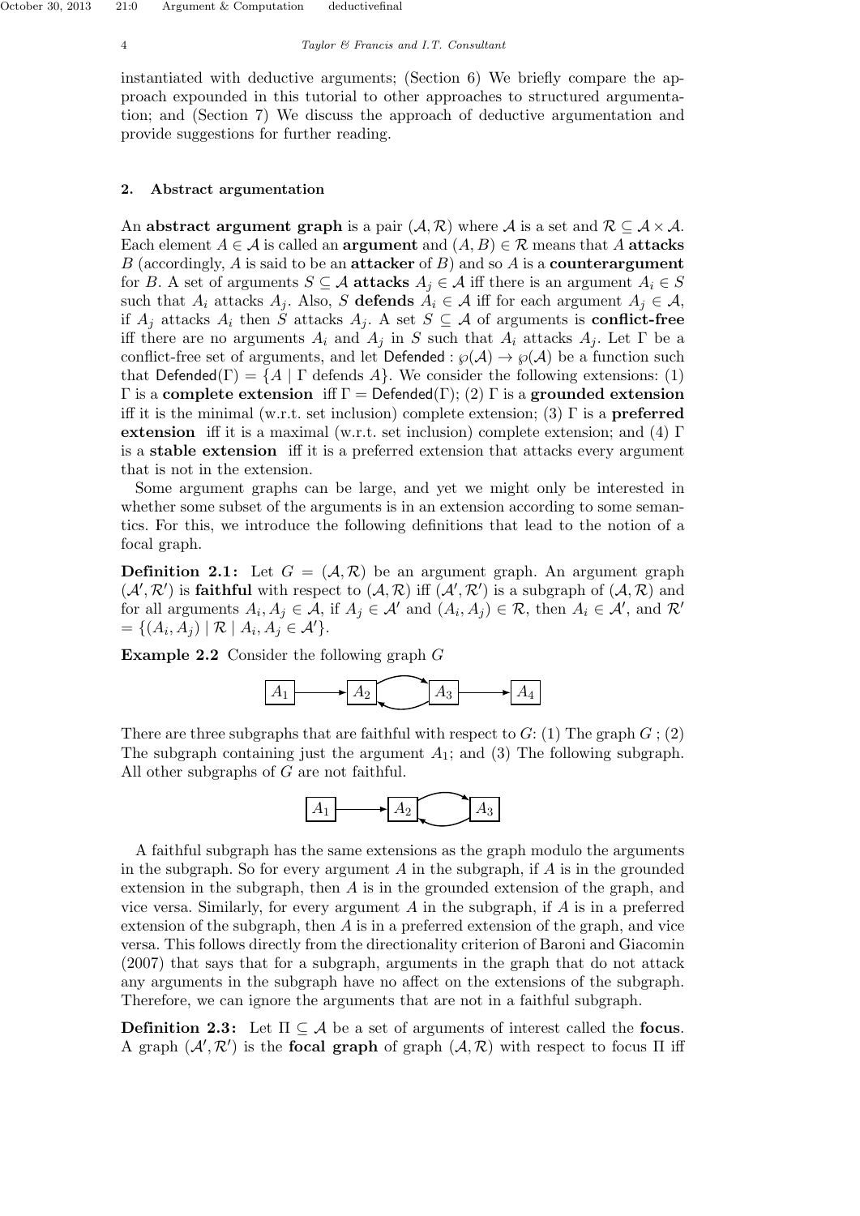instantiated with deductive arguments; (Section 6) We briefly compare the approach expounded in this tutorial to other approaches to structured argumentation; and (Section 7) We discuss the approach of deductive argumentation and provide suggestions for further reading.

## 2. Abstract argumentation

An **abstract argument graph** is a pair $(\mathcal{A}, \mathcal{R})$ where $\mathcal{A}$ is a set and $\mathcal{R} \subseteq \mathcal{A} \times \mathcal{A}$. Each element $A \in \mathcal{A}$ is called an **argument** and $(A, B) \in \mathcal{R}$ means that $A$ **attacks** $B$ (accordingly, $A$ is said to be an **attacker** of $B$) and so $A$ is a **counterargument** for $B$. A set of arguments $S \subseteq \mathcal{A}$ **attacks** $A_j \in \mathcal{A}$ iff there is an argument $A_i \in S$ such that $A_i$ attacks $A_j$. Also, $S$ **defends** $A_i \in \mathcal{A}$ iff for each argument $A_j \in \mathcal{A}$, if $A_j$ attacks $A_i$ then $S$ attacks $A_j$. A set $S \subseteq \mathcal{A}$ of arguments is **conflict-free** iff there are no arguments $A_i$ and $A_j$ in $S$ such that $A_i$ attacks $A_j$. Let $\Gamma$ be a conflict-free set of arguments, and let $\mathsf{Defended} : \wp(\mathcal{A}) \rightarrow \wp(\mathcal{A})$ be a function such that $\mathsf{Defended}(\Gamma) = \{A \mid \Gamma \text{ defends } A\}$. We consider the following extensions: (1) $\Gamma$ is a **complete extension** iff $\Gamma = \mathsf{Defended}(\Gamma)$; (2) $\Gamma$ is a **grounded extension** iff it is the minimal (w.r.t. set inclusion) complete extension; (3) $\Gamma$ is a **preferred extension** iff it is a maximal (w.r.t. set inclusion) complete extension; and (4) $\Gamma$ is a **stable extension** iff it is a preferred extension that attacks every argument that is not in the extension.

Some argument graphs can be large, and yet we might only be interested in whether some subset of the arguments is in an extension according to some semantics. For this, we introduce the following definitions that lead to the notion of a focal graph.

**Definition 2.1:** Let $G = (\mathcal{A}, \mathcal{R})$ be an argument graph. An argument graph $(\mathcal{A}', \mathcal{R}')$ is **faithful** with respect to $(\mathcal{A}, \mathcal{R})$ iff $(\mathcal{A}', \mathcal{R}')$ is a subgraph of $(\mathcal{A}, \mathcal{R})$ and for all arguments $A_i, A_j \in \mathcal{A}$, if $A_j \in \mathcal{A}'$ and $(A_i, A_j) \in \mathcal{R}$, then $A_i \in \mathcal{A}'$, and $\mathcal{R}' = \{(A_i, A_j) \mid \mathcal{R} \mid A_i, A_j \in \mathcal{A}'\}$.

**Example 2.2** Consider the following graph $G$

$$A_1 \rightarrow A_2 \leftrightarrows A_3 \rightarrow A_4$$

There are three subgraphs that are faithful with respect to $G$: (1) The graph $G$ ; (2) The subgraph containing just the argument $A_1$; and (3) The following subgraph. All other subgraphs of $G$ are not faithful.

$$A_1 \rightarrow A_2 \leftrightarrows A_3$$

A faithful subgraph has the same extensions as the graph modulo the arguments in the subgraph. So for every argument $A$ in the subgraph, if $A$ is in the grounded extension in the subgraph, then $A$ is in the grounded extension of the graph, and vice versa. Similarly, for every argument $A$ in the subgraph, if $A$ is in a preferred extension of the subgraph, then $A$ is in a preferred extension of the graph, and vice versa. This follows directly from the directionality criterion of Baroni and Giacomin (2007) that says that for a subgraph, arguments in the graph that do not attack any arguments in the subgraph have no affect on the extensions of the subgraph. Therefore, we can ignore the arguments that are not in a faithful subgraph.

**Definition 2.3:** Let $\Pi \subseteq \mathcal{A}$ be a set of arguments of interest called the **focus**. A graph $(\mathcal{A}', \mathcal{R}')$ is the **focal graph** of graph $(\mathcal{A}, \mathcal{R})$ with respect to focus $\Pi$ iff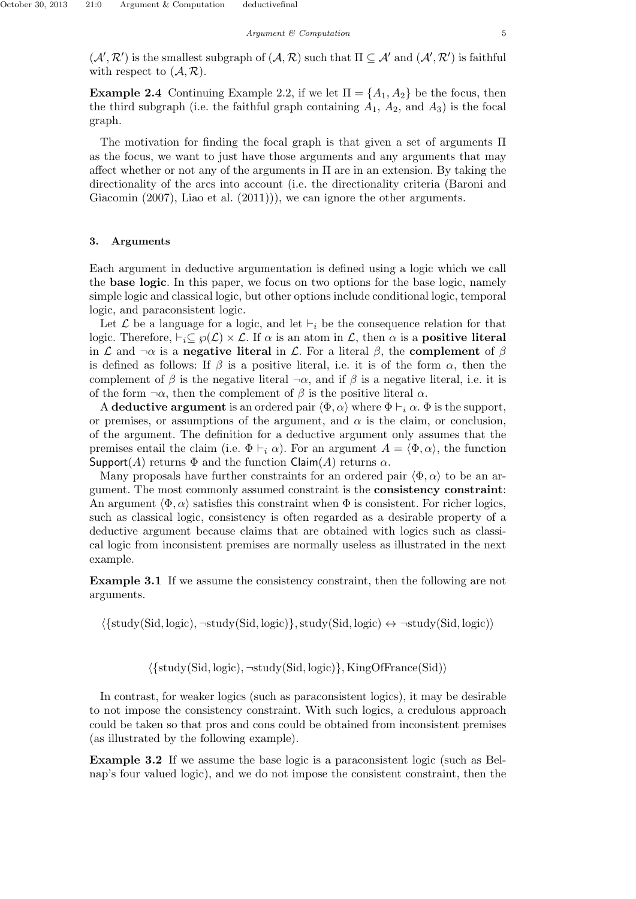$(\mathcal{A}', \mathcal{R}')$ is the smallest subgraph of $(\mathcal{A}, \mathcal{R})$ such that $\Pi \subseteq \mathcal{A}'$ and $(\mathcal{A}', \mathcal{R}')$ is faithful with respect to $(\mathcal{A}, \mathcal{R})$.

**Example 2.4** Continuing Example 2.2, if we let $\Pi = \{A_1, A_2\}$ be the focus, then the third subgraph (i.e. the faithful graph containing $A_1$, $A_2$, and $A_3$) is the focal graph.

The motivation for finding the focal graph is that given a set of arguments $\Pi$ as the focus, we want to just have those arguments and any arguments that may affect whether or not any of the arguments in $\Pi$ are in an extension. By taking the directionality of the arcs into account (i.e. the directionality criteria (Baroni and Giacomin (2007), Liao et al. (2011))), we can ignore the other arguments.

## 3. Arguments

Each argument in deductive argumentation is defined using a logic which we call the **base logic**. In this paper, we focus on two options for the base logic, namely simple logic and classical logic, but other options include conditional logic, temporal logic, and paraconsistent logic.

Let $\mathcal{L}$ be a language for a logic, and let $\vdash_i$ be the consequence relation for that logic. Therefore, $\vdash_i \subseteq \wp(\mathcal{L}) \times \mathcal{L}$. If $\alpha$ is an atom in $\mathcal{L}$, then $\alpha$ is a **positive literal** in $\mathcal{L}$ and $\neg\alpha$ is a **negative literal** in $\mathcal{L}$. For a literal $\beta$, the **complement** of $\beta$ is defined as follows: If $\beta$ is a positive literal, i.e. it is of the form $\alpha$, then the complement of $\beta$ is the negative literal $\neg\alpha$, and if $\beta$ is a negative literal, i.e. it is of the form $\neg\alpha$, then the complement of $\beta$ is the positive literal $\alpha$.

A **deductive argument** is an ordered pair $\langle \Phi, \alpha \rangle$ where $\Phi \vdash_i \alpha$. $\Phi$ is the support, or premises, or assumptions of the argument, and $\alpha$ is the claim, or conclusion, of the argument. The definition for a deductive argument only assumes that the premises entail the claim (i.e. $\Phi \vdash_i \alpha$). For an argument $A = \langle \Phi, \alpha \rangle$, the function $\mathsf{Support}(A)$ returns $\Phi$ and the function $\mathsf{Claim}(A)$ returns $\alpha$.

Many proposals have further constraints for an ordered pair $\langle \Phi, \alpha \rangle$ to be an argument. The most commonly assumed constraint is the **consistency constraint**: An argument $\langle \Phi, \alpha \rangle$ satisfies this constraint when $\Phi$ is consistent. For richer logics, such as classical logic, consistency is often regarded as a desirable property of a deductive argument because claims that are obtained with logics such as classical logic from inconsistent premises are normally useless as illustrated in the next example.

**Example 3.1** If we assume the consistency constraint, then the following are not arguments.

$$\langle \{\text{study(Sid, logic)}, \neg\text{study(Sid, logic)}\}, \text{study(Sid, logic)} \leftrightarrow \neg\text{study(Sid, logic)} \rangle$$

$$\langle \{\text{study(Sid, logic)}, \neg\text{study(Sid, logic)}\}, \text{KingOfFrance(Sid)} \rangle$$

In contrast, for weaker logics (such as paraconsistent logics), it may be desirable to not impose the consistency constraint. With such logics, a credulous approach could be taken so that pros and cons could be obtained from inconsistent premises (as illustrated by the following example).

**Example 3.2** If we assume the base logic is a paraconsistent logic (such as Belnap's four valued logic), and we do not impose the consistent constraint, then the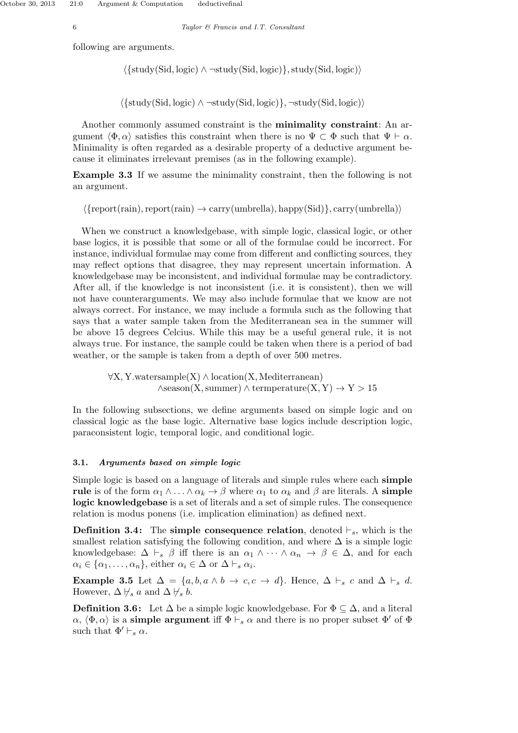following are arguments.

$$\langle\{\text{study(Sid, logic)} \wedge \neg\text{study(Sid, logic)}\}, \text{study(Sid, logic)}\rangle$$

$$\langle\{\text{study(Sid, logic)} \wedge \neg\text{study(Sid, logic)}\}, \neg\text{study(Sid, logic)}\rangle$$

Another commonly assumed constraint is the **minimality constraint**: An argument $\langle\Phi, \alpha\rangle$ satisfies this constraint when there is no $\Psi \subset \Phi$ such that $\Psi \vdash \alpha$. Minimality is often regarded as a desirable property of a deductive argument because it eliminates irrelevant premises (as in the following example).

**Example 3.3** If we assume the minimality constraint, then the following is not an argument.

$$\langle\{\text{report(rain)}, \text{report(rain)} \rightarrow \text{carry(umbrella)}, \text{happy(Sid)}\}, \text{carry(umbrella)}\rangle$$

When we construct a knowledgebase, with simple logic, classical logic, or other base logics, it is possible that some or all of the formulae could be incorrect. For instance, individual formulae may come from different and conflicting sources, they may reflect options that disagree, they may represent uncertain information. A knowledgebase may be inconsistent, and individual formulae may be contradictory. After all, if the knowledge is not inconsistent (i.e. it is consistent), then we will not have counterarguments. We may also include formulae that we know are not always correct. For instance, we may include a formula such as the following that says that a water sample taken from the Mediterranean sea in the summer will be above 15 degrees Celcius. While this may be a useful general rule, it is not always true. For instance, the sample could be taken when there is a period of bad weather, or the sample is taken from a depth of over 500 metres.

$$\begin{array}{l}\forall \text{X}, \text{Y}.\text{watersample(X)} \wedge \text{location(X, Mediterranean)} \\ \qquad \wedge \text{season(X, summer)} \wedge \text{termperature(X, Y)} \rightarrow \text{Y} > 15\end{array}$$

In the following subsections, we define arguments based on simple logic and on classical logic as the base logic. Alternative base logics include description logic, paraconsistent logic, temporal logic, and conditional logic.

### 3.1. *Arguments based on simple logic*

Simple logic is based on a language of literals and simple rules where each **simple rule** is of the form $\alpha_1 \wedge \ldots \wedge \alpha_k \rightarrow \beta$ where $\alpha_1$ to $\alpha_k$ and $\beta$ are literals. A **simple logic knowledgebase** is a set of literals and a set of simple rules. The consequence relation is modus ponens (i.e. implication elimination) as defined next.

**Definition 3.4:** The **simple consequence relation**, denoted $\vdash_s$, which is the smallest relation satisfying the following condition, and where $\Delta$ is a simple logic knowledgebase: $\Delta \vdash_s \beta$ iff there is an $\alpha_1 \wedge \cdots \wedge \alpha_n \rightarrow \beta \in \Delta$, and for each $\alpha_i \in \{\alpha_1, \ldots, \alpha_n\}$, either $\alpha_i \in \Delta$ or $\Delta \vdash_s \alpha_i$.

**Example 3.5** Let $\Delta = \{a, b, a \wedge b \rightarrow c, c \rightarrow d\}$. Hence, $\Delta \vdash_s c$ and $\Delta \vdash_s d$. However, $\Delta \not\vdash_s a$ and $\Delta \not\vdash_s b$.

**Definition 3.6:** Let $\Delta$ be a simple logic knowledgebase. For $\Phi \subseteq \Delta$, and a literal $\alpha$, $\langle\Phi, \alpha\rangle$ is a **simple argument** iff $\Phi \vdash_s \alpha$ and there is no proper subset $\Phi'$ of $\Phi$ such that $\Phi' \vdash_s \alpha$.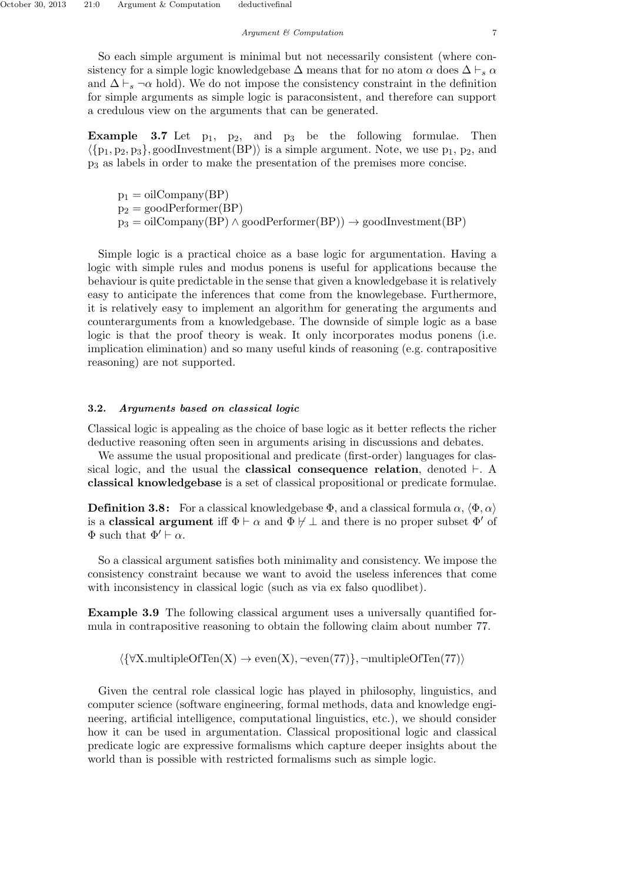So each simple argument is minimal but not necessarily consistent (where consistency for a simple logic knowledgebase $\Delta$ means that for no atom $\alpha$ does $\Delta \vdash_s \alpha$ and $\Delta \vdash_s \neg\alpha$ hold). We do not impose the consistency constraint in the definition for simple arguments as simple logic is paraconsistent, and therefore can support a credulous view on the arguments that can be generated.

**Example 3.7** Let $\text{p}_1$, $\text{p}_2$, and $\text{p}_3$ be the following formulae. Then $\langle\{\text{p}_1, \text{p}_2, \text{p}_3\}, \text{goodInvestment(BP)}\rangle$ is a simple argument. Note, we use $\text{p}_1$, $\text{p}_2$, and $\text{p}_3$ as labels in order to make the presentation of the premises more concise.

$\text{p}_1 = \text{oilCompany(BP)}$
$\text{p}_2 = \text{goodPerformer(BP)}$
$\text{p}_3 = \text{oilCompany(BP)} \wedge \text{goodPerformer(BP))} \rightarrow \text{goodInvestment(BP)}$

Simple logic is a practical choice as a base logic for argumentation. Having a logic with simple rules and modus ponens is useful for applications because the behaviour is quite predictable in the sense that given a knowledgebase it is relatively easy to anticipate the inferences that come from the knowlegebase. Furthermore, it is relatively easy to implement an algorithm for generating the arguments and counterarguments from a knowledgebase. The downside of simple logic as a base logic is that the proof theory is weak. It only incorporates modus ponens (i.e. implication elimination) and so many useful kinds of reasoning (e.g. contrapositive reasoning) are not supported.

### 3.2. *Arguments based on classical logic*

Classical logic is appealing as the choice of base logic as it better reflects the richer deductive reasoning often seen in arguments arising in discussions and debates.

We assume the usual propositional and predicate (first-order) languages for classical logic, and the usual the **classical consequence relation**, denoted $\vdash$. A **classical knowledgebase** is a set of classical propositional or predicate formulae.

**Definition 3.8:** For a classical knowledgebase $\Phi$, and a classical formula $\alpha$, $\langle\Phi, \alpha\rangle$ is a **classical argument** iff $\Phi \vdash \alpha$ and $\Phi \not\vdash \bot$ and there is no proper subset $\Phi'$ of $\Phi$ such that $\Phi' \vdash \alpha$.

So a classical argument satisfies both minimality and consistency. We impose the consistency constraint because we want to avoid the useless inferences that come with inconsistency in classical logic (such as via ex falso quodlibet).

**Example 3.9** The following classical argument uses a universally quantified formula in contrapositive reasoning to obtain the following claim about number 77.

$$\langle\{\forall \text{X.multipleOfTen(X)} \rightarrow \text{even(X)}, \neg\text{even(77)}\}, \neg\text{multipleOfTen(77)}\rangle$$

Given the central role classical logic has played in philosophy, linguistics, and computer science (software engineering, formal methods, data and knowledge engineering, artificial intelligence, computational linguistics, etc.), we should consider how it can be used in argumentation. Classical propositional logic and classical predicate logic are expressive formalisms which capture deeper insights about the world than is possible with restricted formalisms such as simple logic.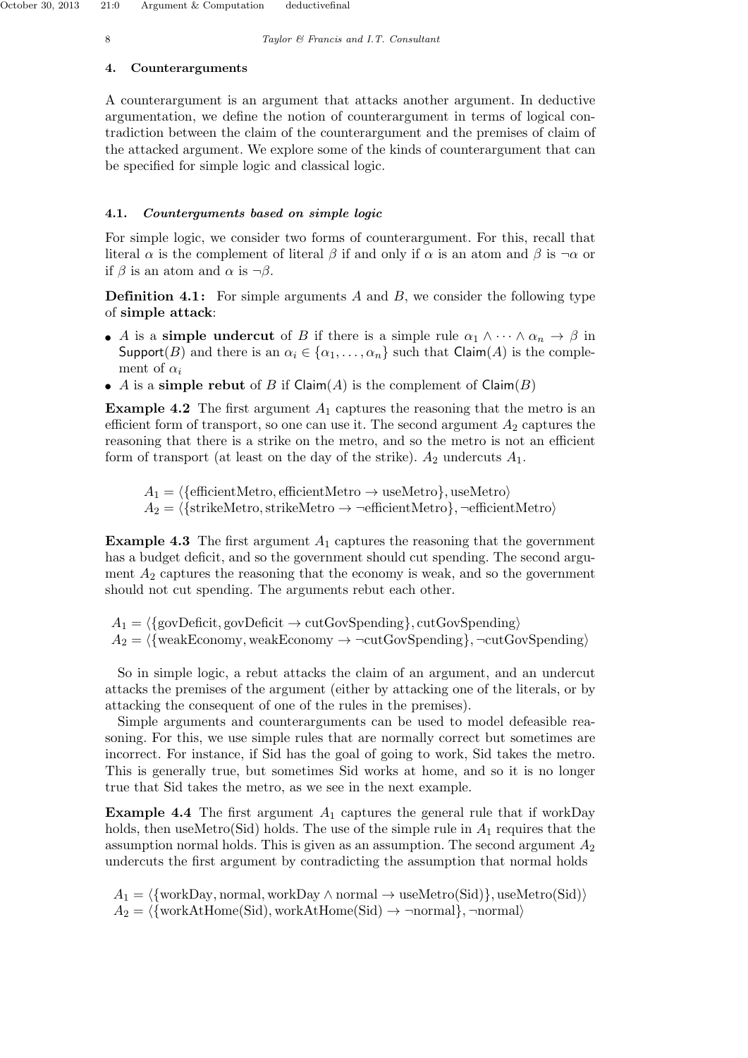## 4. Counterarguments

A counterargument is an argument that attacks another argument. In deductive argumentation, we define the notion of counterargument in terms of logical contradiction between the claim of the counterargument and the premises of claim of the attacked argument. We explore some of the kinds of counterargument that can be specified for simple logic and classical logic.

### 4.1. *Countergument based on simple logic*

For simple logic, we consider two forms of counterargument. For this, recall that literal $\alpha$ is the complement of literal $\beta$ if and only if $\alpha$ is an atom and $\beta$ is $\neg\alpha$ or if $\beta$ is an atom and $\alpha$ is $\neg\beta$.

**Definition 4.1:** For simple arguments $A$ and $B$, we consider the following type of **simple attack**:

- $A$ is a **simple undercut** of $B$ if there is a simple rule $\alpha_1 \wedge \cdots \wedge \alpha_n \rightarrow \beta$ in $\mathsf{Support}(B)$ and there is an $\alpha_i \in \{\alpha_1, \ldots, \alpha_n\}$ such that $\mathsf{Claim}(A)$ is the complement of $\alpha_i$
- $A$ is a **simple rebut** of $B$ if $\mathsf{Claim}(A)$ is the complement of $\mathsf{Claim}(B)$

**Example 4.2** The first argument $A_1$ captures the reasoning that the metro is an efficient form of transport, so one can use it. The second argument $A_2$ captures the reasoning that there is a strike on the metro, and so the metro is not an efficient form of transport (at least on the day of the strike). $A_2$ undercuts $A_1$.

$$A_1 = \langle\{\text{efficientMetro}, \text{efficientMetro} \rightarrow \text{useMetro}\}, \text{useMetro}\rangle$$
$$A_2 = \langle\{\text{strikeMetro}, \text{strikeMetro} \rightarrow \neg\text{efficientMetro}\}, \neg\text{efficientMetro}\rangle$$

**Example 4.3** The first argument $A_1$ captures the reasoning that the government has a budget deficit, and so the government should cut spending. The second argument $A_2$ captures the reasoning that the economy is weak, and so the government should not cut spending. The arguments rebut each other.

$$A_1 = \langle\{\text{govDeficit}, \text{govDeficit} \rightarrow \text{cutGovSpending}\}, \text{cutGovSpending}\rangle$$
$$A_2 = \langle\{\text{weakEconomy}, \text{weakEconomy} \rightarrow \neg\text{cutGovSpending}\}, \neg\text{cutGovSpending}\rangle$$

So in simple logic, a rebut attacks the claim of an argument, and an undercut attacks the premises of the argument (either by attacking one of the literals, or by attacking the consequent of one of the rules in the premises).

Simple arguments and counterarguments can be used to model defeasible reasoning. For this, we use simple rules that are normally correct but sometimes are incorrect. For instance, if Sid has the goal of going to work, Sid takes the metro. This is generally true, but sometimes Sid works at home, and so it is no longer true that Sid takes the metro, as we see in the next example.

**Example 4.4** The first argument $A_1$ captures the general rule that if workDay holds, then useMetro(Sid) holds. The use of the simple rule in $A_1$ requires that the assumption normal holds. This is given as an assumption. The second argument $A_2$ undercuts the first argument by contradicting the assumption that normal holds

$$A_1 = \langle\{\text{workDay}, \text{normal}, \text{workDay} \wedge \text{normal} \rightarrow \text{useMetro(Sid)}\}, \text{useMetro(Sid)}\rangle$$
$$A_2 = \langle\{\text{workAtHome(Sid)}, \text{workAtHome(Sid)} \rightarrow \neg\text{normal}\}, \neg\text{normal}\rangle$$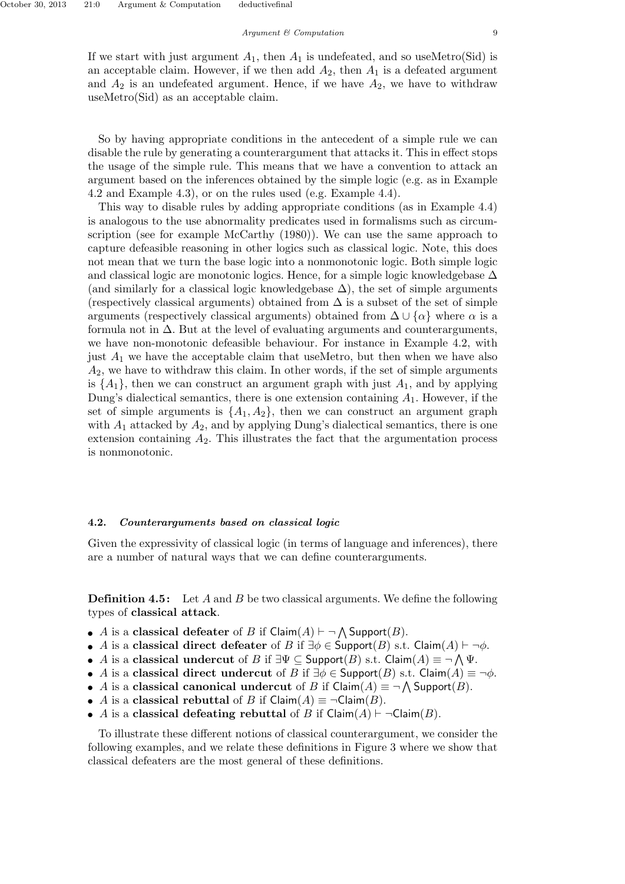If we start with just argument $A_1$, then $A_1$ is undefeated, and so useMetro(Sid) is an acceptable claim. However, if we then add $A_2$, then $A_1$ is a defeated argument and $A_2$ is an undefeated argument. Hence, if we have $A_2$, we have to withdraw useMetro(Sid) as an acceptable claim.

So by having appropriate conditions in the antecedent of a simple rule we can disable the rule by generating a counterargument that attacks it. This in effect stops the usage of the simple rule. This means that we have a convention to attack an argument based on the inferences obtained by the simple logic (e.g. as in Example 4.2 and Example 4.3), or on the rules used (e.g. Example 4.4).

This way to disable rules by adding appropriate conditions (as in Example 4.4) is analogous to the use abnormality predicates used in formalisms such as circumscription (see for example McCarthy (1980)). We can use the same approach to capture defeasible reasoning in other logics such as classical logic. Note, this does not mean that we turn the base logic into a nonmonotonic logic. Both simple logic and classical logic are monotonic logics. Hence, for a simple logic knowledgebase $\Delta$ (and similarly for a classical logic knowledgebase $\Delta$), the set of simple arguments (respectively classical arguments) obtained from $\Delta$ is a subset of the set of simple arguments (respectively classical arguments) obtained from $\Delta \cup \{\alpha\}$ where $\alpha$ is a formula not in $\Delta$. But at the level of evaluating arguments and counterarguments, we have non-monotonic defeasible behaviour. For instance in Example 4.2, with just $A_1$ we have the acceptable claim that useMetro, but then when we have also $A_2$, we have to withdraw this claim. In other words, if the set of simple arguments is $\{A_1\}$, then we can construct an argument graph with just $A_1$, and by applying Dung's dialectical semantics, there is one extension containing $A_1$. However, if the set of simple arguments is $\{A_1, A_2\}$, then we can construct an argument graph with $A_1$ attacked by $A_2$, and by applying Dung's dialectical semantics, there is one extension containing $A_2$. This illustrates the fact that the argumentation process is nonmonotonic.

### 4.2. *Counterarguments based on classical logic*

Given the expressivity of classical logic (in terms of language and inferences), there are a number of natural ways that we can define counterarguments.

**Definition 4.5:** Let $A$ and $B$ be two classical arguments. We define the following types of **classical attack**.

- $A$ is a **classical defeater** of $B$ if $\mathsf{Claim}(A) \vdash \neg \bigwedge \mathsf{Support}(B)$.
- $A$ is a **classical direct defeater** of $B$ if $\exists \phi \in \mathsf{Support}(B)$ s.t. $\mathsf{Claim}(A) \vdash \neg\phi$.
- $A$ is a **classical undercut** of $B$ if $\exists \Psi \subseteq \mathsf{Support}(B)$ s.t. $\mathsf{Claim}(A) \equiv \neg \bigwedge \Psi$.
- $A$ is a **classical direct undercut** of $B$ if $\exists \phi \in \mathsf{Support}(B)$ s.t. $\mathsf{Claim}(A) \equiv \neg\phi$.
- $A$ is a **classical canonical undercut** of $B$ if $\mathsf{Claim}(A) \equiv \neg \bigwedge \mathsf{Support}(B)$.
- $A$ is a **classical rebuttal** of $B$ if $\mathsf{Claim}(A) \equiv \neg\mathsf{Claim}(B)$.
- $A$ is a **classical defeating rebuttal** of $B$ if $\mathsf{Claim}(A) \vdash \neg\mathsf{Claim}(B)$.

To illustrate these different notions of classical counterargument, we consider the following examples, and we relate these definitions in Figure 3 where we show that classical defeaters are the most general of these definitions.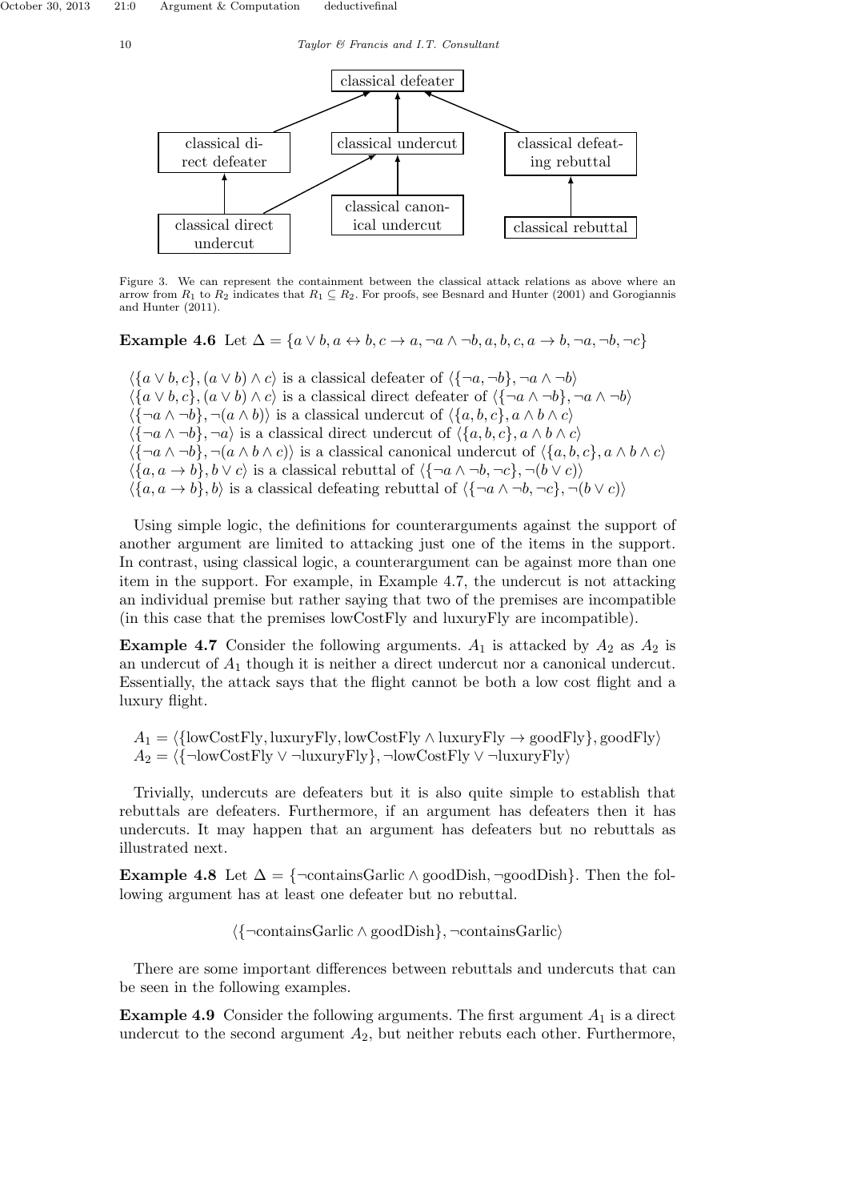Figure 3. We can represent the containment between the classical attack relations as above where an arrow from $R_1$ to $R_2$ indicates that $R_1 \subseteq R_2$. For proofs, see Besnard and Hunter (2001) and Gorogiannis and Hunter (2011).

**Example 4.6** Let $\Delta = \{a \vee b, a \leftrightarrow b, c \rightarrow a, \neg a \wedge \neg b, a, b, c, a \rightarrow b, \neg a, \neg b, \neg c\}$

$\langle\{a \vee b, c\}, (a \vee b) \wedge c\rangle$ is a classical defeater of $\langle\{\neg a, \neg b\}, \neg a \wedge \neg b\rangle$
$\langle\{a \vee b, c\}, (a \vee b) \wedge c\rangle$ is a classical direct defeater of $\langle\{\neg a \wedge \neg b\}, \neg a \wedge \neg b\rangle$
$\langle\{\neg a \wedge \neg b\}, \neg(a \wedge b)\rangle$ is a classical undercut of $\langle\{a, b, c\}, a \wedge b \wedge c\rangle$
$\langle\{\neg a \wedge \neg b\}, \neg a\rangle$ is a classical direct undercut of $\langle\{a, b, c\}, a \wedge b \wedge c\rangle$
$\langle\{\neg a \wedge \neg b\}, \neg(a \wedge b \wedge c)\rangle$ is a classical canonical undercut of $\langle\{a, b, c\}, a \wedge b \wedge c\rangle$
$\langle\{a, a \rightarrow b\}, b \vee c\rangle$ is a classical rebuttal of $\langle\{\neg a \wedge \neg b, \neg c\}, \neg(b \vee c)\rangle$
$\langle\{a, a \rightarrow b\}, b\rangle$ is a classical defeating rebuttal of $\langle\{\neg a \wedge \neg b, \neg c\}, \neg(b \vee c)\rangle$

Using simple logic, the definitions for counterarguments against the support of another argument are limited to attacking just one of the items in the support. In contrast, using classical logic, a counterargument can be against more than one item in the support. For example, in Example 4.7, the undercut is not attacking an individual premise but rather saying that two of the premises are incompatible (in this case that the premises lowCostFly and luxuryFly are incompatible).

**Example 4.7** Consider the following arguments. $A_1$ is attacked by $A_2$ as $A_2$ is an undercut of $A_1$ though it is neither a direct undercut nor a canonical undercut. Essentially, the attack says that the flight cannot be both a low cost flight and a luxury flight.

$A_1 = \langle\{\text{lowCostFly}, \text{luxuryFly}, \text{lowCostFly} \wedge \text{luxuryFly} \rightarrow \text{goodFly}\}, \text{goodFly}\rangle$
$A_2 = \langle\{\neg\text{lowCostFly} \vee \neg\text{luxuryFly}\}, \neg\text{lowCostFly} \vee \neg\text{luxuryFly}\rangle$

Trivially, undercuts are defeaters but it is also quite simple to establish that rebuttals are defeaters. Furthermore, if an argument has defeaters then it has undercuts. It may happen that an argument has defeaters but no rebuttals as illustrated next.

**Example 4.8** Let $\Delta = \{\neg\text{containsGarlic} \wedge \text{goodDish}, \neg\text{goodDish}\}$. Then the following argument has at least one defeater but no rebuttal.

$$\langle\{\neg\text{containsGarlic} \wedge \text{goodDish}\}, \neg\text{containsGarlic}\rangle$$

There are some important differences between rebuttals and undercuts that can be seen in the following examples.

**Example 4.9** Consider the following arguments. The first argument $A_1$ is a direct undercut to the second argument $A_2$, but neither rebuts each other. Furthermore,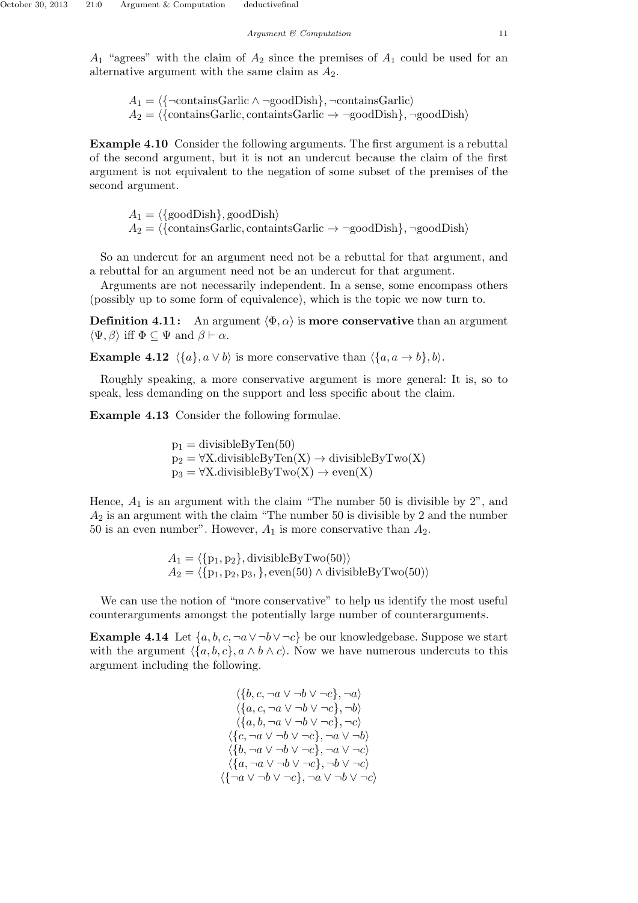$A_1$ "agrees" with the claim of $A_2$ since the premises of $A_1$ could be used for an alternative argument with the same claim as $A_2$.

$$A_1 = \langle\{\neg\text{containsGarlic} \wedge \neg\text{goodDish}\}, \neg\text{containsGarlic}\rangle$$
$$A_2 = \langle\{\text{containsGarlic}, \text{containtsGarlic} \rightarrow \neg\text{goodDish}\}, \neg\text{goodDish}\rangle$$

**Example 4.10** Consider the following arguments. The first argument is a rebuttal of the second argument, but it is not an undercut because the claim of the first argument is not equivalent to the negation of some subset of the premises of the second argument.

$$A_1 = \langle\{\text{goodDish}\}, \text{goodDish}\rangle$$
$$A_2 = \langle\{\text{containsGarlic}, \text{containtsGarlic} \rightarrow \neg\text{goodDish}\}, \neg\text{goodDish}\rangle$$

So an undercut for an argument need not be a rebuttal for that argument, and a rebuttal for an argument need not be an undercut for that argument.

Arguments are not necessarily independent. In a sense, some encompass others (possibly up to some form of equivalence), which is the topic we now turn to.

**Definition 4.11:** An argument $\langle\Phi, \alpha\rangle$ is **more conservative** than an argument $\langle\Psi, \beta\rangle$ iff $\Phi \subseteq \Psi$ and $\beta \vdash \alpha$.

**Example 4.12** $\langle\{a\}, a \vee b\rangle$ is more conservative than $\langle\{a, a \rightarrow b\}, b\rangle$.

Roughly speaking, a more conservative argument is more general: It is, so to speak, less demanding on the support and less specific about the claim.

**Example 4.13** Consider the following formulae.

$$\text{p}_1 = \text{divisibleByTen(50)}$$
$$\text{p}_2 = \forall \text{X.divisibleByTen(X)} \rightarrow \text{divisibleByTwo(X)}$$
$$\text{p}_3 = \forall \text{X.divisibleByTwo(X)} \rightarrow \text{even(X)}$$

Hence, $A_1$ is an argument with the claim "The number 50 is divisible by 2", and $A_2$ is an argument with the claim "The number 50 is divisible by 2 and the number 50 is an even number". However, $A_1$ is more conservative than $A_2$.

$$A_1 = \langle\{\text{p}_1, \text{p}_2\}, \text{divisibleByTwo(50)}\rangle$$
$$A_2 = \langle\{\text{p}_1, \text{p}_2, \text{p}_3, \}, \text{even(50)} \wedge \text{divisibleByTwo(50)}\rangle$$

We can use the notion of "more conservative" to help us identify the most useful counterarguments amongst the potentially large number of counterarguments.

**Example 4.14** Let $\{a, b, c, \neg a \vee \neg b \vee \neg c\}$ be our knowledgebase. Suppose we start with the argument $\langle\{a, b, c\}, a \wedge b \wedge c\rangle$. Now we have numerous undercuts to this argument including the following.

$$\langle\{b, c, \neg a \vee \neg b \vee \neg c\}, \neg a\rangle$$
$$\langle\{a, c, \neg a \vee \neg b \vee \neg c\}, \neg b\rangle$$
$$\langle\{a, b, \neg a \vee \neg b \vee \neg c\}, \neg c\rangle$$
$$\langle\{c, \neg a \vee \neg b \vee \neg c\}, \neg a \vee \neg b\rangle$$
$$\langle\{b, \neg a \vee \neg b \vee \neg c\}, \neg a \vee \neg c\rangle$$
$$\langle\{a, \neg a \vee \neg b \vee \neg c\}, \neg b \vee \neg c\rangle$$
$$\langle\{\neg a \vee \neg b \vee \neg c\}, \neg a \vee \neg b \vee \neg c\rangle$$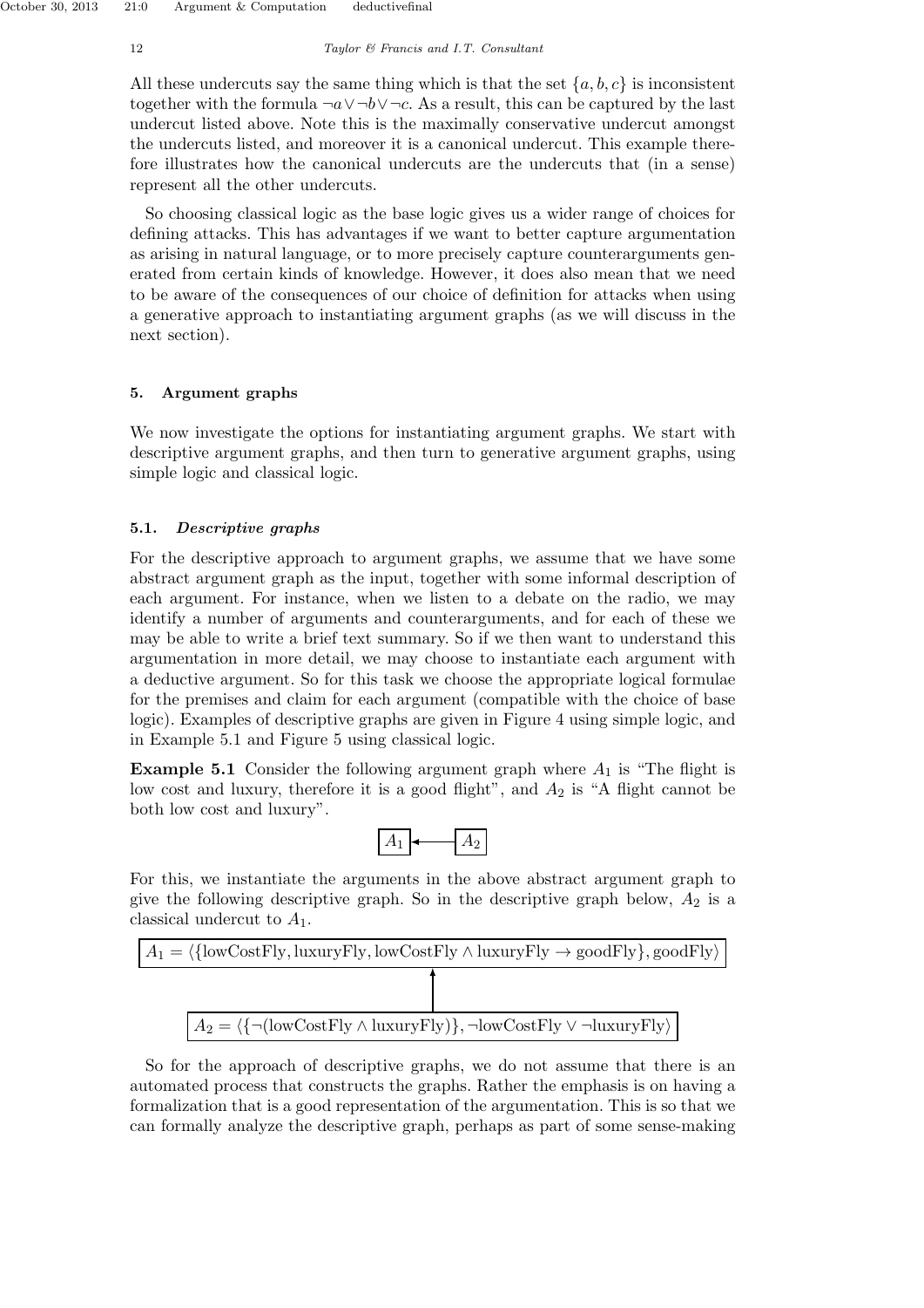All these undercuts say the same thing which is that the set $\{a, b, c\}$ is inconsistent together with the formula $\neg a \vee \neg b \vee \neg c$. As a result, this can be captured by the last undercut listed above. Note this is the maximally conservative undercut amongst the undercuts listed, and moreover it is a canonical undercut. This example therefore illustrates how the canonical undercuts are the undercuts that (in a sense) represent all the other undercuts.

So choosing classical logic as the base logic gives us a wider range of choices for defining attacks. This has advantages if we want to better capture argumentation as arising in natural language, or to more precisely capture counterarguments generated from certain kinds of knowledge. However, it does also mean that we need to be aware of the consequences of our choice of definition for attacks when using a generative approach to instantiating argument graphs (as we will discuss in the next section).

## 5. Argument graphs

We now investigate the options for instantiating argument graphs. We start with descriptive argument graphs, and then turn to generative argument graphs, using simple logic and classical logic.

### 5.1. *Descriptive graphs*

For the descriptive approach to argument graphs, we assume that we have some abstract argument graph as the input, together with some informal description of each argument. For instance, when we listen to a debate on the radio, we may identify a number of arguments and counterarguments, and for each of these we may be able to write a brief text summary. So if we then want to understand this argumentation in more detail, we may choose to instantiate each argument with a deductive argument. So for this task we choose the appropriate logical formulae for the premises and claim for each argument (compatible with the choice of base logic). Examples of descriptive graphs are given in Figure 4 using simple logic, and in Example 5.1 and Figure 5 using classical logic.

**Example 5.1** Consider the following argument graph where $A_1$ is "The flight is low cost and luxury, therefore it is a good flight", and $A_2$ is "A flight cannot be both low cost and luxury".

$$A_1 \leftarrow A_2$$

For this, we instantiate the arguments in the above abstract argument graph to give the following descriptive graph. So in the descriptive graph below, $A_2$ is a classical undercut to $A_1$.

$$A_1 = \langle\{\text{lowCostFly}, \text{luxuryFly}, \text{lowCostFly} \wedge \text{luxuryFly} \rightarrow \text{goodFly}\}, \text{goodFly}\rangle$$

$$\uparrow$$

$$A_2 = \langle\{\neg(\text{lowCostFly} \wedge \text{luxuryFly})\}, \neg\text{lowCostFly} \vee \neg\text{luxuryFly}\rangle$$

So for the approach of descriptive graphs, we do not assume that there is an automated process that constructs the graphs. Rather the emphasis is on having a formalization that is a good representation of the argumentation. This is so that we can formally analyze the descriptive graph, perhaps as part of some sense-making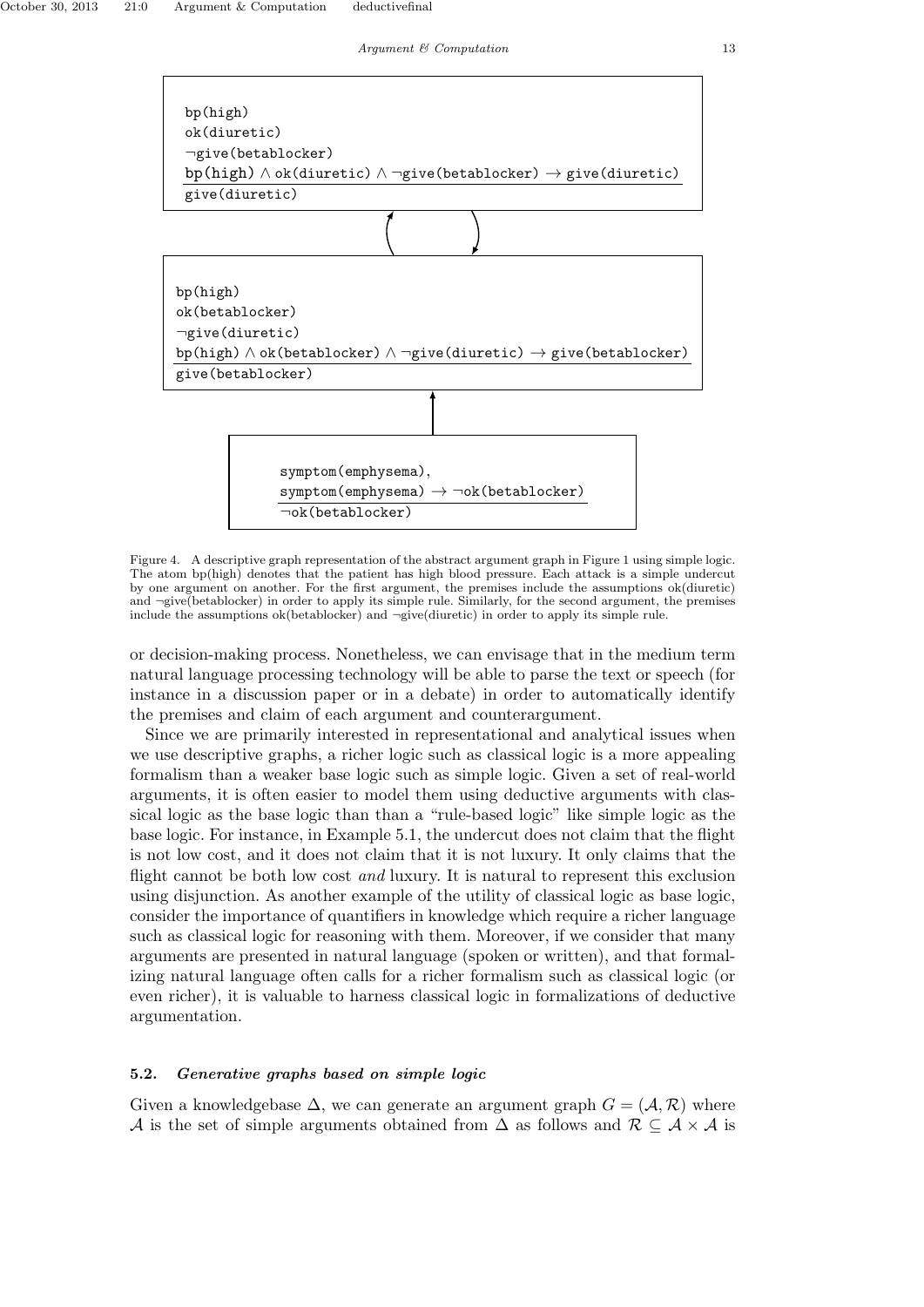bp(high)
ok(diuretic)
¬give(betablocker)
bp(high) ∧ ok(diuretic) ∧ ¬give(betablocker) → give(diuretic)
give(diuretic)

bp(high)
ok(betablocker)
¬give(diuretic)
bp(high) ∧ ok(betablocker) ∧ ¬give(diuretic) → give(betablocker)
give(betablocker)

symptom(emphysema),
symptom(emphysema) → ¬ok(betablocker)
¬ok(betablocker)

Figure 4. A descriptive graph representation of the abstract argument graph in Figure 1 using simple logic. The atom bp(high) denotes that the patient has high blood pressure. Each attack is a simple undercut by one argument on another. For the first argument, the premises include the assumptions ok(diuretic) and ¬give(betablocker) in order to apply its simple rule. Similarly, for the second argument, the premises include the assumptions ok(betablocker) and ¬give(diuretic) in order to apply its simple rule.

or decision-making process. Nonetheless, we can envisage that in the medium term natural language processing technology will be able to parse the text or speech (for instance in a discussion paper or in a debate) in order to automatically identify the premises and claim of each argument and counterargument.

Since we are primarily interested in representational and analytical issues when we use descriptive graphs, a richer logic such as classical logic is a more appealing formalism than a weaker base logic such as simple logic. Given a set of real-world arguments, it is often easier to model them using deductive arguments with classical logic as the base logic than than a "rule-based logic" like simple logic as the base logic. For instance, in Example 5.1, the undercut does not claim that the flight is not low cost, and it does not claim that it is not luxury. It only claims that the flight cannot be both low cost *and* luxury. It is natural to represent this exclusion using disjunction. As another example of the utility of classical logic as base logic, consider the importance of quantifiers in knowledge which require a richer language such as classical logic for reasoning with them. Moreover, if we consider that many arguments are presented in natural language (spoken or written), and that formalizing natural language often calls for a richer formalism such as classical logic (or even richer), it is valuable to harness classical logic in formalizations of deductive argumentation.

### 5.2. *Generative graphs based on simple logic*

Given a knowledgebase $\Delta$, we can generate an argument graph $G = (\mathcal{A}, \mathcal{R})$ where $\mathcal{A}$ is the set of simple arguments obtained from $\Delta$ as follows and $\mathcal{R} \subseteq \mathcal{A} \times \mathcal{A}$ is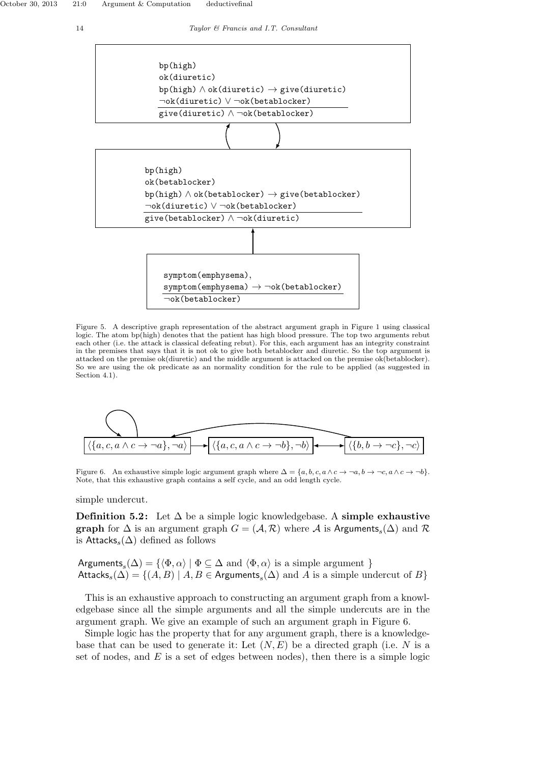```
bp(high)
ok(diuretic)
bp(high) ∧ ok(diuretic) → give(diuretic)
¬ok(diuretic) ∨ ¬ok(betablocker)
―――――――――――――――――――――――――――――
give(diuretic) ∧ ¬ok(betablocker)
```

```
bp(high)
ok(betablocker)
bp(high) ∧ ok(betablocker) → give(betablocker)
¬ok(diuretic) ∨ ¬ok(betablocker)
―――――――――――――――――――――――――――――
give(betablocker) ∧ ¬ok(diuretic)
```

```
symptom(emphysema),
symptom(emphysema) → ¬ok(betablocker)
―――――――――――――――――――――――――――――
¬ok(betablocker)
```

Figure 5. A descriptive graph representation of the abstract argument graph in Figure 1 using classical logic. The atom bp(high) denotes that the patient has high blood pressure. The top two arguments rebut each other (i.e. the attack is classical defeating rebut). For this, each argument has an integrity constraint in the premises that says that it is not ok to give both betablocker and diuretic. So the top argument is attacked on the premise ok(diuretic) and the middle argument is attacked on the premise ok(betablocker). So we are using the ok predicate as an normality condition for the rule to be applied (as suggested in Section 4.1).

$\langle\{a, c, a \wedge c \rightarrow \neg a\}, \neg a\rangle$ $\quad$ $\langle\{a, c, a \wedge c \rightarrow \neg b\}, \neg b\rangle$ $\quad$ $\langle\{b, b \rightarrow \neg c\}, \neg c\rangle$

Figure 6. An exhaustive simple logic argument graph where $\Delta = \{a, b, c, a \wedge c \rightarrow \neg a, b \rightarrow \neg c, a \wedge c \rightarrow \neg b\}$. Note, that this exhaustive graph contains a self cycle, and an odd length cycle.

simple undercut.

**Definition 5.2:** Let $\Delta$ be a simple logic knowledgebase. A **simple exhaustive graph** for $\Delta$ is an argument graph $G = (\mathcal{A}, \mathcal{R})$ where $\mathcal{A}$ is $\mathsf{Arguments}_s(\Delta)$ and $\mathcal{R}$ is $\mathsf{Attacks}_s(\Delta)$ defined as follows

$$\mathsf{Arguments}_s(\Delta) = \{\langle\Phi, \alpha\rangle \mid \Phi \subseteq \Delta \text{ and } \langle\Phi, \alpha\rangle \text{ is a simple argument }\}$$
$$\mathsf{Attacks}_s(\Delta) = \{(A, B) \mid A, B \in \mathsf{Arguments}_s(\Delta) \text{ and } A \text{ is a simple undercut of } B\}$$

This is an exhaustive approach to constructing an argument graph from a knowledgebase since all the simple arguments and all the simple undercuts are in the argument graph. We give an example of such an argument graph in Figure 6.

Simple logic has the property that for any argument graph, there is a knowledgebase that can be used to generate it: Let $(N, E)$ be a directed graph (i.e. $N$ is a set of nodes, and $E$ is a set of edges between nodes), then there is a simple logic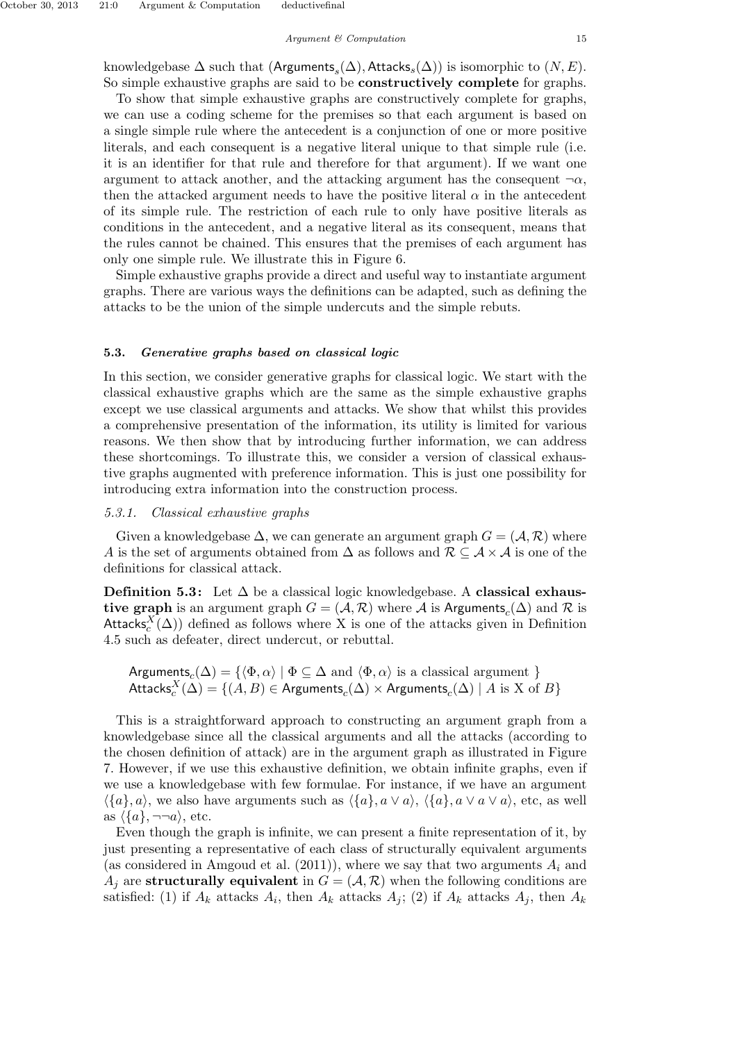knowledgebase $\Delta$ such that $(\mathsf{Arguments}_s(\Delta), \mathsf{Attacks}_s(\Delta))$ is isomorphic to $(N, E)$. So simple exhaustive graphs are said to be **constructively complete** for graphs.

To show that simple exhaustive graphs are constructively complete for graphs, we can use a coding scheme for the premises so that each argument is based on a single simple rule where the antecedent is a conjunction of one or more positive literals, and each consequent is a negative literal unique to that simple rule (i.e. it is an identifier for that rule and therefore for that argument). If we want one argument to attack another, and the attacking argument has the consequent $\neg\alpha$, then the attacked argument needs to have the positive literal $\alpha$ in the antecedent of its simple rule. The restriction of each rule to only have positive literals as conditions in the antecedent, and a negative literal as its consequent, means that the rules cannot be chained. This ensures that the premises of each argument has only one simple rule. We illustrate this in Figure 6.

Simple exhaustive graphs provide a direct and useful way to instantiate argument graphs. There are various ways the definitions can be adapted, such as defining the attacks to be the union of the simple undercuts and the simple rebuts.

### 5.3. *Generative graphs based on classical logic*

In this section, we consider generative graphs for classical logic. We start with the classical exhaustive graphs which are the same as the simple exhaustive graphs except we use classical arguments and attacks. We show that whilst this provides a comprehensive presentation of the information, its utility is limited for various reasons. We then show that by introducing further information, we can address these shortcomings. To illustrate this, we consider a version of classical exhaustive graphs augmented with preference information. This is just one possibility for introducing extra information into the construction process.

#### 5.3.1. *Classical exhaustive graphs*

Given a knowledgebase $\Delta$, we can generate an argument graph $G = (\mathcal{A}, \mathcal{R})$ where $A$ is the set of arguments obtained from $\Delta$ as follows and $\mathcal{R} \subseteq \mathcal{A} \times \mathcal{A}$ is one of the definitions for classical attack.

**Definition 5.3:** Let $\Delta$ be a classical logic knowledgebase. A **classical exhaustive graph** is an argument graph $G = (\mathcal{A}, \mathcal{R})$ where $\mathcal{A}$ is $\mathsf{Arguments}_c(\Delta)$ and $\mathcal{R}$ is $\mathsf{Attacks}_c^X(\Delta))$ defined as follows where X is one of the attacks given in Definition 4.5 such as defeater, direct undercut, or rebuttal.

$$\mathsf{Arguments}_c(\Delta) = \{\langle\Phi, \alpha\rangle \mid \Phi \subseteq \Delta \text{ and } \langle\Phi, \alpha\rangle \text{ is a classical argument }\}$$
$$\mathsf{Attacks}_c^X(\Delta) = \{(A, B) \in \mathsf{Arguments}_c(\Delta) \times \mathsf{Arguments}_c(\Delta) \mid A \text{ is X of } B\}$$

This is a straightforward approach to constructing an argument graph from a knowledgebase since all the classical arguments and all the attacks (according to the chosen definition of attack) are in the argument graph as illustrated in Figure 7. However, if we use this exhaustive definition, we obtain infinite graphs, even if we use a knowledgebase with few formulae. For instance, if we have an argument $\langle\{a\}, a\rangle$, we also have arguments such as $\langle\{a\}, a \vee a\rangle$, $\langle\{a\}, a \vee a \vee a\rangle$, etc, as well as $\langle\{a\}, \neg\neg a\rangle$, etc.

Even though the graph is infinite, we can present a finite representation of it, by just presenting a representative of each class of structurally equivalent arguments (as considered in Amgoud et al. (2011)), where we say that two arguments $A_i$ and $A_j$ are **structurally equivalent** in $G = (\mathcal{A}, \mathcal{R})$ when the following conditions are satisfied: (1) if $A_k$ attacks $A_i$, then $A_k$ attacks $A_j$; (2) if $A_k$ attacks $A_j$, then $A_k$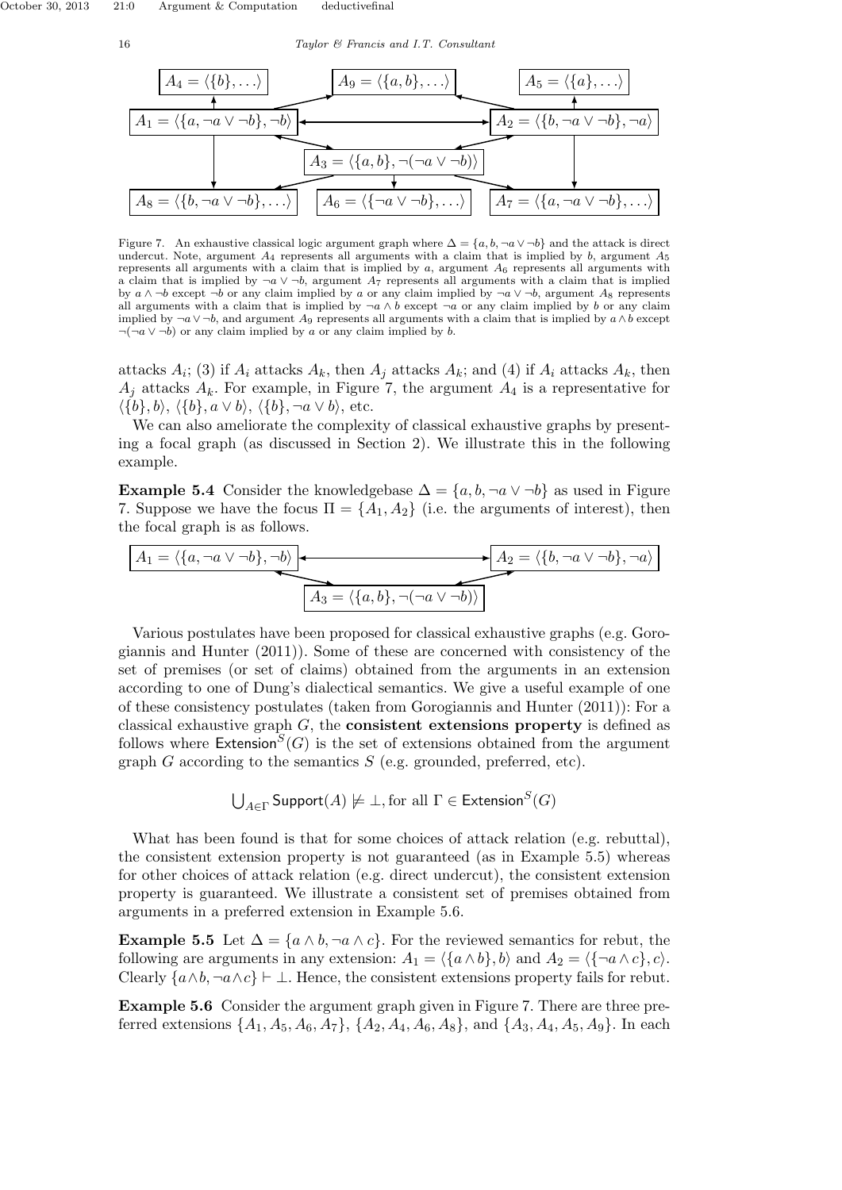$A_4 = \langle\{b\}, \ldots\rangle$ $A_9 = \langle\{a, b\}, \ldots\rangle$ $A_5 = \langle\{a\}, \ldots\rangle$

$A_1 = \langle\{a, \neg a \vee \neg b\}, \neg b\rangle$ $A_2 = \langle\{b, \neg a \vee \neg b\}, \neg a\rangle$

$A_3 = \langle\{a, b\}, \neg(\neg a \vee \neg b)\rangle$

$A_8 = \langle\{b, \neg a \vee \neg b\}, \ldots\rangle$ $A_6 = \langle\{\neg a \vee \neg b\}, \ldots\rangle$ $A_7 = \langle\{a, \neg a \vee \neg b\}, \ldots\rangle$

Figure 7. An exhaustive classical logic argument graph where $\Delta = \{a, b, \neg a \vee \neg b\}$ and the attack is direct undercut. Note, argument $A_4$ represents all arguments with a claim that is implied by $b$, argument $A_5$ represents all arguments with a claim that is implied by $a$, argument $A_6$ represents all arguments with a claim that is implied by $\neg a \vee \neg b$, argument $A_7$ represents all arguments with a claim that is implied by $a \wedge \neg b$ except $\neg b$ or any claim implied by $a$ or any claim implied by $\neg a \vee \neg b$, argument $A_8$ represents all arguments with a claim that is implied by $\neg a \wedge b$ except $\neg a$ or any claim implied by $b$ or any claim implied by $\neg a \vee \neg b$, and argument $A_9$ represents all arguments with a claim that is implied by $a \wedge b$ except $\neg(\neg a \vee \neg b)$ or any claim implied by $a$ or any claim implied by $b$.

attacks $A_i$; (3) if $A_i$ attacks $A_k$, then $A_j$ attacks $A_k$; and (4) if $A_i$ attacks $A_k$, then $A_j$ attacks $A_k$. For example, in Figure 7, the argument $A_4$ is a representative for $\langle\{b\}, b\rangle$, $\langle\{b\}, a \vee b\rangle$, $\langle\{b\}, \neg a \vee b\rangle$, etc.

We can also ameliorate the complexity of classical exhaustive graphs by presenting a focal graph (as discussed in Section 2). We illustrate this in the following example.

**Example 5.4** Consider the knowledgebase $\Delta = \{a, b, \neg a \vee \neg b\}$ as used in Figure 7. Suppose we have the focus $\Pi = \{A_1, A_2\}$ (i.e. the arguments of interest), then the focal graph is as follows.

$A_1 = \langle\{a, \neg a \vee \neg b\}, \neg b\rangle$ $A_2 = \langle\{b, \neg a \vee \neg b\}, \neg a\rangle$

$A_3 = \langle\{a, b\}, \neg(\neg a \vee \neg b)\rangle$

Various postulates have been proposed for classical exhaustive graphs (e.g. Gorogiannis and Hunter (2011)). Some of these are concerned with consistency of the set of premises (or set of claims) obtained from the arguments in an extension according to one of Dung's dialectical semantics. We give a useful example of one of these consistency postulates (taken from Gorogiannis and Hunter (2011)): For a classical exhaustive graph $G$, the **consistent extensions property** is defined as follows where $\mathsf{Extension}^S(G)$ is the set of extensions obtained from the argument graph $G$ according to the semantics $S$ (e.g. grounded, preferred, etc).

$$\bigcup_{A \in \Gamma} \mathsf{Support}(A) \not\models \bot, \text{for all } \Gamma \in \mathsf{Extension}^S(G)$$

What has been found is that for some choices of attack relation (e.g. rebuttal), the consistent extension property is not guaranteed (as in Example 5.5) whereas for other choices of attack relation (e.g. direct undercut), the consistent extension property is guaranteed. We illustrate a consistent set of premises obtained from arguments in a preferred extension in Example 5.6.

**Example 5.5** Let $\Delta = \{a \wedge b, \neg a \wedge c\}$. For the reviewed semantics for rebut, the following are arguments in any extension: $A_1 = \langle\{a \wedge b\}, b\rangle$ and $A_2 = \langle\{\neg a \wedge c\}, c\rangle$. Clearly $\{a \wedge b, \neg a \wedge c\} \vdash \bot$. Hence, the consistent extensions property fails for rebut.

**Example 5.6** Consider the argument graph given in Figure 7. There are three preferred extensions $\{A_1, A_5, A_6, A_7\}$, $\{A_2, A_4, A_6, A_8\}$, and $\{A_3, A_4, A_5, A_9\}$. In each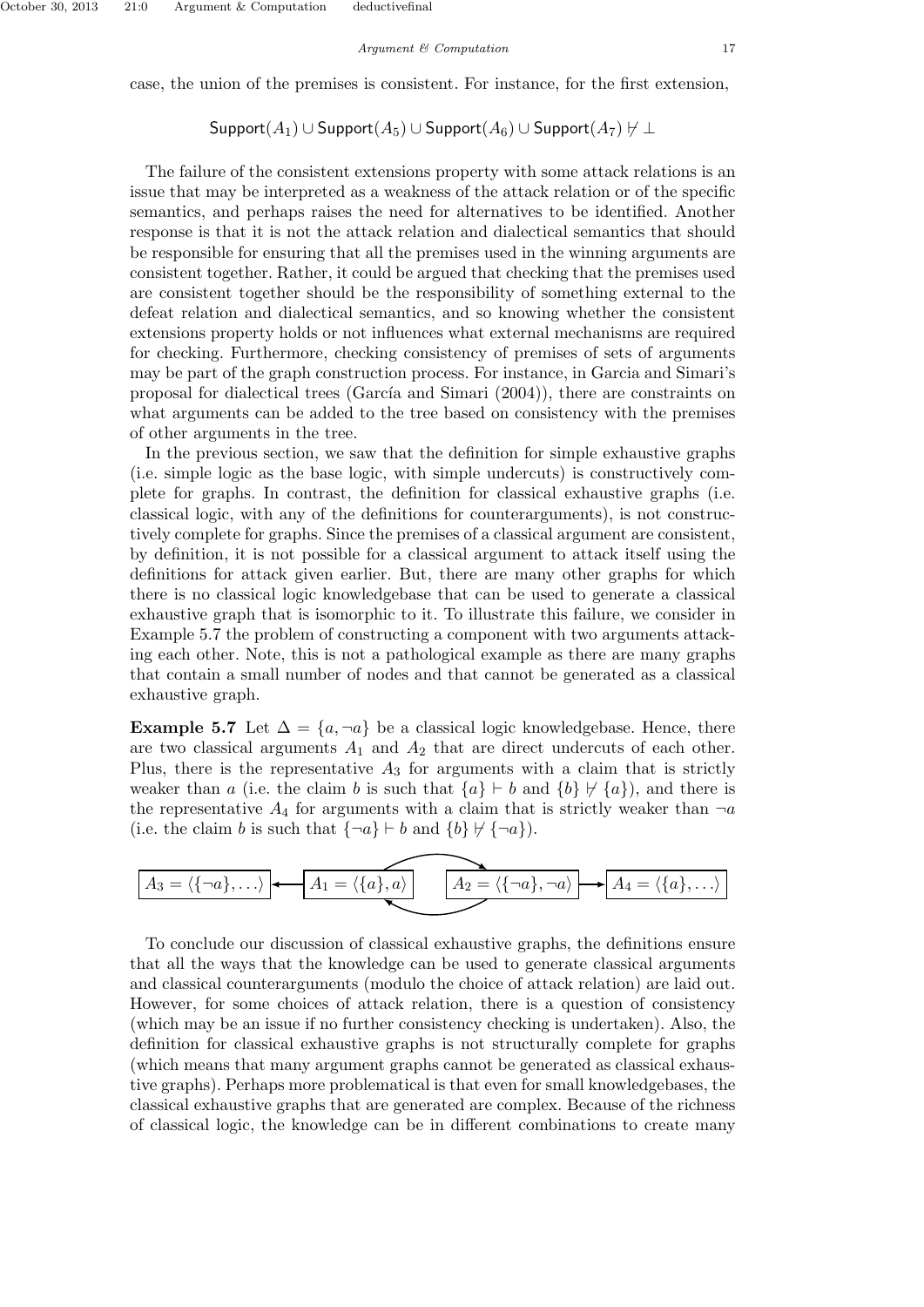case, the union of the premises is consistent. For instance, for the first extension,

$$\mathsf{Support}(A_1) \cup \mathsf{Support}(A_5) \cup \mathsf{Support}(A_6) \cup \mathsf{Support}(A_7) \not\vdash \bot$$

The failure of the consistent extensions property with some attack relations is an issue that may be interpreted as a weakness of the attack relation or of the specific semantics, and perhaps raises the need for alternatives to be identified. Another response is that it is not the attack relation and dialectical semantics that should be responsible for ensuring that all the premises used in the winning arguments are consistent together. Rather, it could be argued that checking that the premises used are consistent together should be the responsibility of something external to the defeat relation and dialectical semantics, and so knowing whether the consistent extensions property holds or not influences what external mechanisms are required for checking. Furthermore, checking consistency of premises of sets of arguments may be part of the graph construction process. For instance, in Garcia and Simari's proposal for dialectical trees (García and Simari (2004)), there are constraints on what arguments can be added to the tree based on consistency with the premises of other arguments in the tree.

In the previous section, we saw that the definition for simple exhaustive graphs (i.e. simple logic as the base logic, with simple undercuts) is constructively complete for graphs. In contrast, the definition for classical exhaustive graphs (i.e. classical logic, with any of the definitions for counterarguments), is not constructively complete for graphs. Since the premises of a classical argument are consistent, by definition, it is not possible for a classical argument to attack itself using the definitions for attack given earlier. But, there are many other graphs for which there is no classical logic knowledgebase that can be used to generate a classical exhaustive graph that is isomorphic to it. To illustrate this failure, we consider in Example 5.7 the problem of constructing a component with two arguments attacking each other. Note, this is not a pathological example as there are many graphs that contain a small number of nodes and that cannot be generated as a classical exhaustive graph.

**Example 5.7** Let $\Delta = \{a, \neg a\}$ be a classical logic knowledgebase. Hence, there are two classical arguments $A_1$ and $A_2$ that are direct undercuts of each other. Plus, there is the representative $A_3$ for arguments with a claim that is strictly weaker than $a$ (i.e. the claim $b$ is such that $\{a\} \vdash b$ and $\{b\} \not\vdash \{a\}$), and there is the representative $A_4$ for arguments with a claim that is strictly weaker than $\neg a$ (i.e. the claim $b$ is such that $\{\neg a\} \vdash b$ and $\{b\} \not\vdash \{\neg a\}$).

$A_3 = \langle\{\neg a\}, \ldots\rangle \leftarrow A_1 = \langle\{a\}, a\rangle \leftrightarrows A_2 = \langle\{\neg a\}, \neg a\rangle \rightarrow A_4 = \langle\{a\}, \ldots\rangle$

To conclude our discussion of classical exhaustive graphs, the definitions ensure that all the ways that the knowledge can be used to generate classical arguments and classical counterarguments (modulo the choice of attack relation) are laid out. However, for some choices of attack relation, there is a question of consistency (which may be an issue if no further consistency checking is undertaken). Also, the definition for classical exhaustive graphs is not structurally complete for graphs (which means that many argument graphs cannot be generated as classical exhaustive graphs). Perhaps more problematical is that even for small knowledgebases, the classical exhaustive graphs that are generated are complex. Because of the richness of classical logic, the knowledge can be in different combinations to create many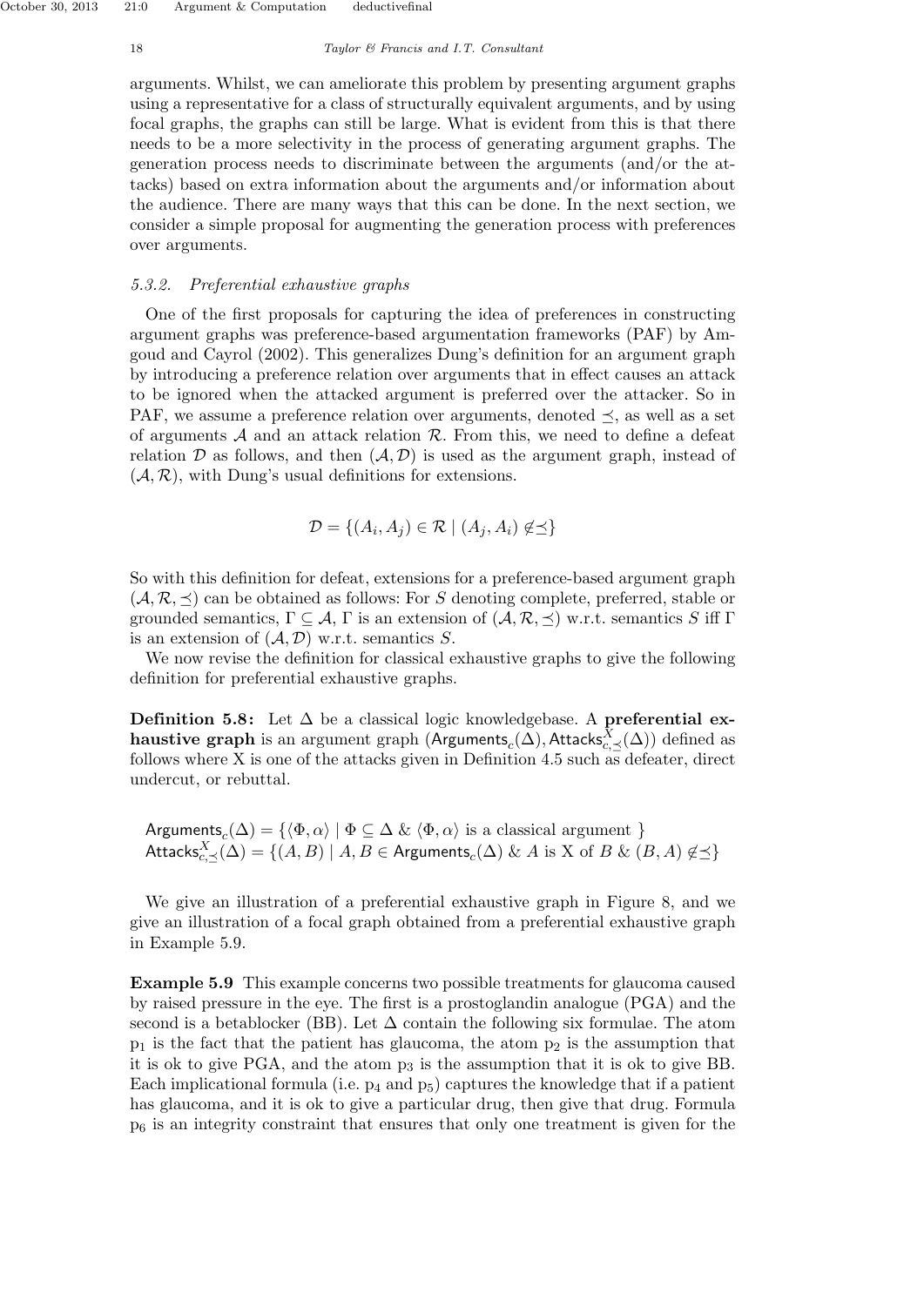arguments. Whilst, we can ameliorate this problem by presenting argument graphs using a representative for a class of structurally equivalent arguments, and by using focal graphs, the graphs can still be large. What is evident from this is that there needs to be a more selectivity in the process of generating argument graphs. The generation process needs to discriminate between the arguments (and/or the attacks) based on extra information about the arguments and/or information about the audience. There are many ways that this can be done. In the next section, we consider a simple proposal for augmenting the generation process with preferences over arguments.

### *5.3.2. Preferential exhaustive graphs*

One of the first proposals for capturing the idea of preferences in constructing argument graphs was preference-based argumentation frameworks (PAF) by Amgoud and Cayrol (2002). This generalizes Dung's definition for an argument graph by introducing a preference relation over arguments that in effect causes an attack to be ignored when the attacked argument is preferred over the attacker. So in PAF, we assume a preference relation over arguments, denoted $\preceq$, as well as a set of arguments $\mathcal{A}$ and an attack relation $\mathcal{R}$. From this, we need to define a defeat relation $\mathcal{D}$ as follows, and then $(\mathcal{A}, \mathcal{D})$ is used as the argument graph, instead of $(\mathcal{A}, \mathcal{R})$, with Dung's usual definitions for extensions.

$$\mathcal{D} = \{(A_i, A_j) \in \mathcal{R} \mid (A_j, A_i) \not\in \preceq\}$$

So with this definition for defeat, extensions for a preference-based argument graph $(\mathcal{A}, \mathcal{R}, \preceq)$ can be obtained as follows: For $S$ denoting complete, preferred, stable or grounded semantics, $\Gamma \subseteq \mathcal{A}$, $\Gamma$ is an extension of $(\mathcal{A}, \mathcal{R}, \preceq)$ w.r.t. semantics $S$ iff $\Gamma$ is an extension of $(\mathcal{A}, \mathcal{D})$ w.r.t. semantics $S$.

We now revise the definition for classical exhaustive graphs to give the following definition for preferential exhaustive graphs.

**Definition 5.8:** Let $\Delta$ be a classical logic knowledgebase. A **preferential exhaustive graph** is an argument graph $(\mathsf{Arguments}_c(\Delta), \mathsf{Attacks}^X_{c,\preceq}(\Delta))$ defined as follows where X is one of the attacks given in Definition 4.5 such as defeater, direct undercut, or rebuttal.

$\mathsf{Arguments}_c(\Delta) = \{\langle\Phi, \alpha\rangle \mid \Phi \subseteq \Delta \ \&\ \langle\Phi, \alpha\rangle \text{ is a classical argument } \}$
$\mathsf{Attacks}^X_{c,\preceq}(\Delta) = \{(A, B) \mid A, B \in \mathsf{Arguments}_c(\Delta) \ \&\ A \text{ is X of } B \ \&\ (B, A) \not\in \preceq\}$

We give an illustration of a preferential exhaustive graph in Figure 8, and we give an illustration of a focal graph obtained from a preferential exhaustive graph in Example 5.9.

**Example 5.9** This example concerns two possible treatments for glaucoma caused by raised pressure in the eye. The first is a prostoglandin analogue (PGA) and the second is a betablocker (BB). Let $\Delta$ contain the following six formulae. The atom $p_1$ is the fact that the patient has glaucoma, the atom $p_2$ is the assumption that it is ok to give PGA, and the atom $p_3$ is the assumption that it is ok to give BB. Each implicational formula (i.e. $p_4$ and $p_5$) captures the knowledge that if a patient has glaucoma, and it is ok to give a particular drug, then give that drug. Formula $p_6$ is an integrity constraint that ensures that only one treatment is given for the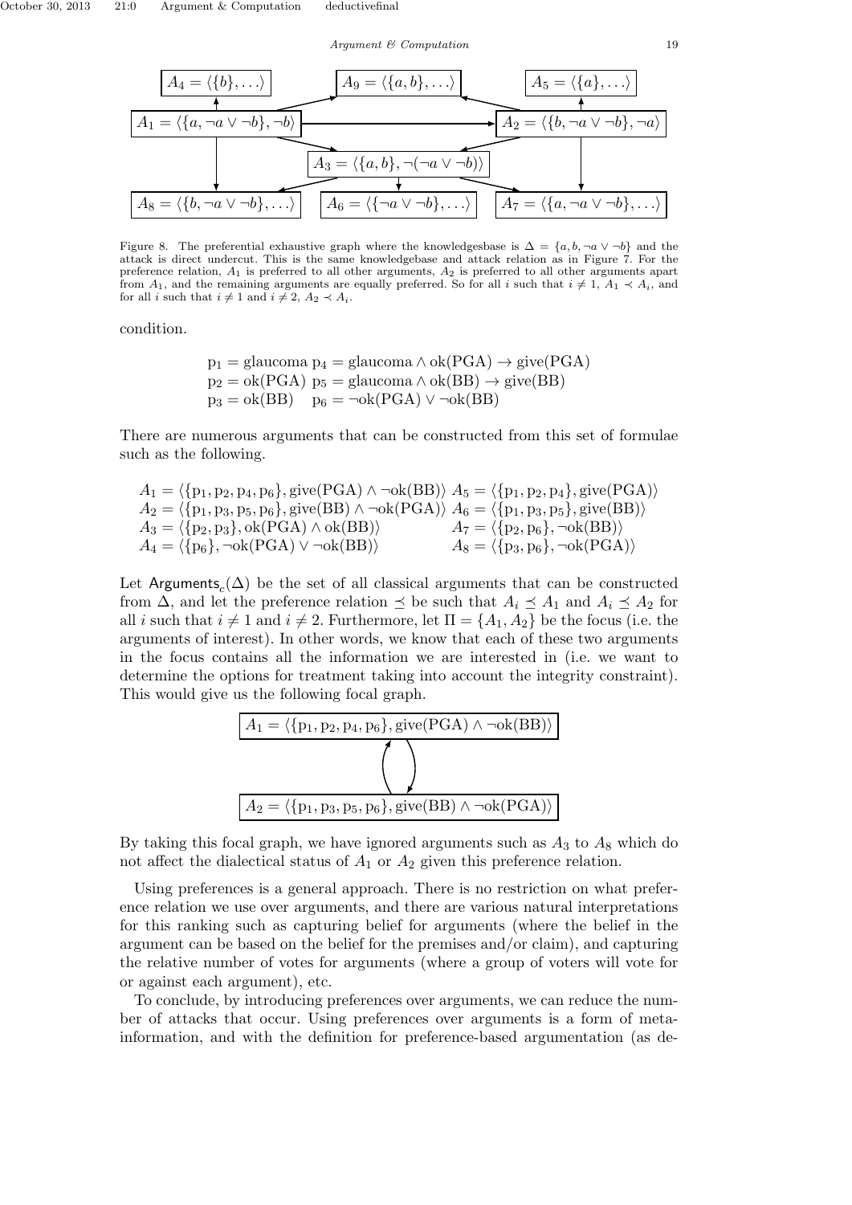$A_4 = \langle\{b\}, \ldots\rangle$ $A_9 = \langle\{a, b\}, \ldots\rangle$ $A_5 = \langle\{a\}, \ldots\rangle$

$A_1 = \langle\{a, \neg a \vee \neg b\}, \neg b\rangle$ $A_2 = \langle\{b, \neg a \vee \neg b\}, \neg a\rangle$

$A_3 = \langle\{a, b\}, \neg(\neg a \vee \neg b)\rangle$

$A_8 = \langle\{b, \neg a \vee \neg b\}, \ldots\rangle$ $A_6 = \langle\{\neg a \vee \neg b\}, \ldots\rangle$ $A_7 = \langle\{a, \neg a \vee \neg b\}, \ldots\rangle$

Figure 8. The preferential exhaustive graph where the knowledgesbase is $\Delta = \{a, b, \neg a \vee \neg b\}$ and the attack is direct undercut. This is the same knowledgebase and attack relation as in Figure 7. For the preference relation, $A_1$ is preferred to all other arguments, $A_2$ is preferred to all other arguments apart from $A_1$, and the remaining arguments are equally preferred. So for all $i$ such that $i \neq 1$, $A_1 \prec A_i$, and for all $i$ such that $i \neq 1$ and $i \neq 2$, $A_2 \prec A_i$.

condition.

$$
\begin{array}{ll}
\text{p}_1 = \text{glaucoma} & \text{p}_4 = \text{glaucoma} \wedge \text{ok(PGA)} \rightarrow \text{give(PGA)} \\
\text{p}_2 = \text{ok(PGA)} & \text{p}_5 = \text{glaucoma} \wedge \text{ok(BB)} \rightarrow \text{give(BB)} \\
\text{p}_3 = \text{ok(BB)} & \text{p}_6 = \neg\text{ok(PGA)} \vee \neg\text{ok(BB)}
\end{array}
$$

There are numerous arguments that can be constructed from this set of formulae such as the following.

$$
\begin{array}{ll}
A_1 = \langle\{\text{p}_1, \text{p}_2, \text{p}_4, \text{p}_6\}, \text{give(PGA)} \wedge \neg\text{ok(BB)}\rangle & A_5 = \langle\{\text{p}_1, \text{p}_2, \text{p}_4\}, \text{give(PGA)}\rangle \\
A_2 = \langle\{\text{p}_1, \text{p}_3, \text{p}_5, \text{p}_6\}, \text{give(BB)} \wedge \neg\text{ok(PGA)}\rangle & A_6 = \langle\{\text{p}_1, \text{p}_3, \text{p}_5\}, \text{give(BB)}\rangle \\
A_3 = \langle\{\text{p}_2, \text{p}_3\}, \text{ok(PGA)} \wedge \text{ok(BB)}\rangle & A_7 = \langle\{\text{p}_2, \text{p}_6\}, \neg\text{ok(BB)}\rangle \\
A_4 = \langle\{\text{p}_6\}, \neg\text{ok(PGA)} \vee \neg\text{ok(BB)}\rangle & A_8 = \langle\{\text{p}_3, \text{p}_6\}, \neg\text{ok(PGA)}\rangle
\end{array}
$$

Let $\mathsf{Arguments}_c(\Delta)$ be the set of all classical arguments that can be constructed from $\Delta$, and let the preference relation $\preceq$ be such that $A_i \preceq A_1$ and $A_i \preceq A_2$ for all $i$ such that $i \neq 1$ and $i \neq 2$. Furthermore, let $\Pi = \{A_1, A_2\}$ be the focus (i.e. the arguments of interest). In other words, we know that each of these two arguments in the focus contains all the information we are interested in (i.e. we want to determine the options for treatment taking into account the integrity constraint). This would give us the following focal graph.

$A_1 = \langle\{\text{p}_1, \text{p}_2, \text{p}_4, \text{p}_6\}, \text{give(PGA)} \wedge \neg\text{ok(BB)}\rangle$

$A_2 = \langle\{\text{p}_1, \text{p}_3, \text{p}_5, \text{p}_6\}, \text{give(BB)} \wedge \neg\text{ok(PGA)}\rangle$

By taking this focal graph, we have ignored arguments such as $A_3$ to $A_8$ which do not affect the dialectical status of $A_1$ or $A_2$ given this preference relation.

Using preferences is a general approach. There is no restriction on what preference relation we use over arguments, and there are various natural interpretations for this ranking such as capturing belief for arguments (where the belief in the argument can be based on the belief for the premises and/or claim), and capturing the relative number of votes for arguments (where a group of voters will vote for or against each argument), etc.

To conclude, by introducing preferences over arguments, we can reduce the number of attacks that occur. Using preferences over arguments is a form of meta-information, and with the definition for preference-based argumentation (as de-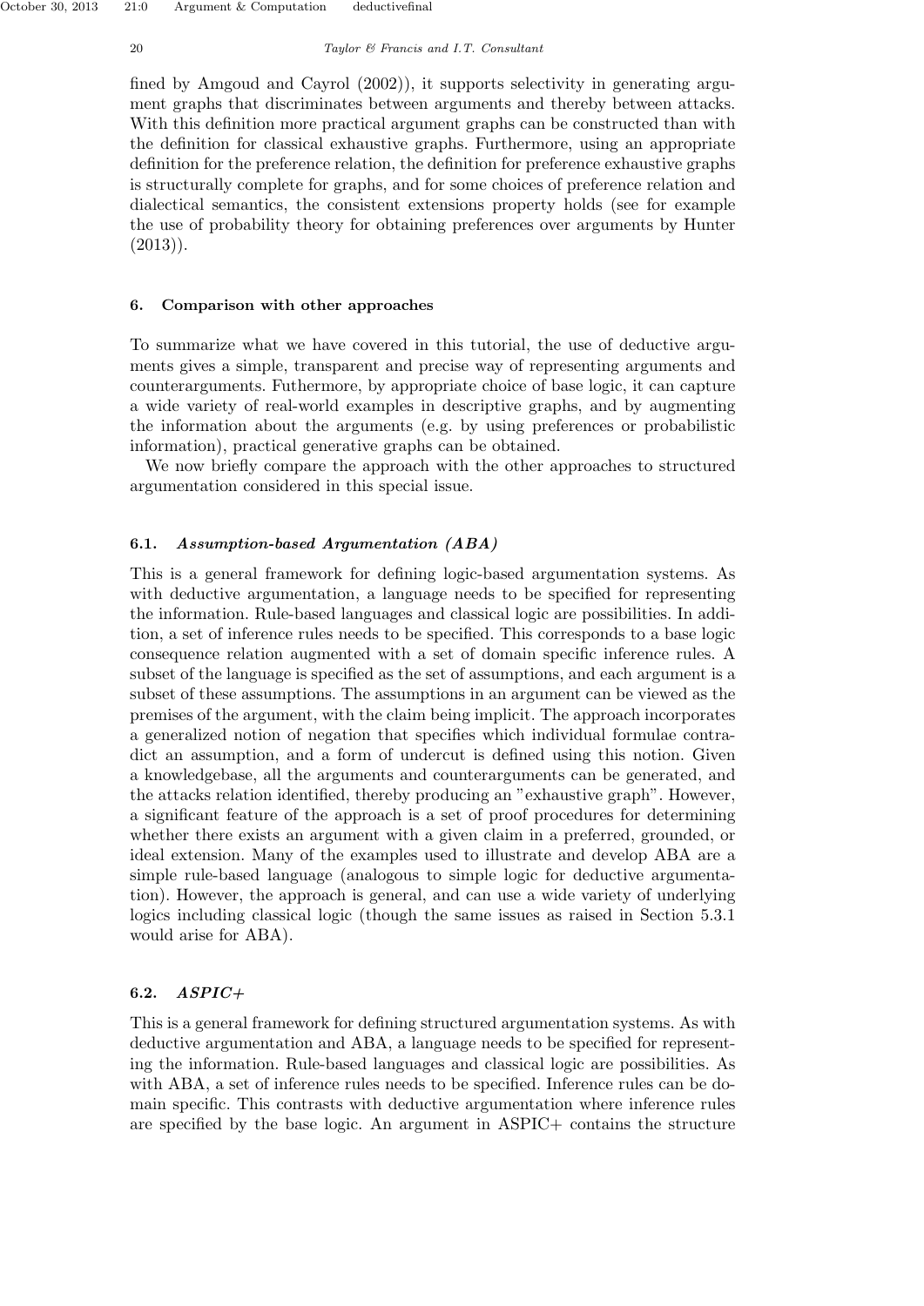fined by Amgoud and Cayrol (2002)), it supports selectivity in generating argument graphs that discriminates between arguments and thereby between attacks. With this definition more practical argument graphs can be constructed than with the definition for classical exhaustive graphs. Furthermore, using an appropriate definition for the preference relation, the definition for preference exhaustive graphs is structurally complete for graphs, and for some choices of preference relation and dialectical semantics, the consistent extensions property holds (see for example the use of probability theory for obtaining preferences over arguments by Hunter (2013)).

## 6. Comparison with other approaches

To summarize what we have covered in this tutorial, the use of deductive arguments gives a simple, transparent and precise way of representing arguments and counterarguments. Futhermore, by appropriate choice of base logic, it can capture a wide variety of real-world examples in descriptive graphs, and by augmenting the information about the arguments (e.g. by using preferences or probabilistic information), practical generative graphs can be obtained.

We now briefly compare the approach with the other approaches to structured argumentation considered in this special issue.

### 6.1. *Assumption-based Argumentation (ABA)*

This is a general framework for defining logic-based argumentation systems. As with deductive argumentation, a language needs to be specified for representing the information. Rule-based languages and classical logic are possibilities. In addition, a set of inference rules needs to be specified. This corresponds to a base logic consequence relation augmented with a set of domain specific inference rules. A subset of the language is specified as the set of assumptions, and each argument is a subset of these assumptions. The assumptions in an argument can be viewed as the premises of the argument, with the claim being implicit. The approach incorporates a generalized notion of negation that specifies which individual formulae contradict an assumption, and a form of undercut is defined using this notion. Given a knowledgebase, all the arguments and counterarguments can be generated, and the attacks relation identified, thereby producing an "exhaustive graph". However, a significant feature of the approach is a set of proof procedures for determining whether there exists an argument with a given claim in a preferred, grounded, or ideal extension. Many of the examples used to illustrate and develop ABA are a simple rule-based language (analogous to simple logic for deductive argumentation). However, the approach is general, and can use a wide variety of underlying logics including classical logic (though the same issues as raised in Section 5.3.1 would arise for ABA).

### 6.2. *ASPIC+*

This is a general framework for defining structured argumentation systems. As with deductive argumentation and ABA, a language needs to be specified for representing the information. Rule-based languages and classical logic are possibilities. As with ABA, a set of inference rules needs to be specified. Inference rules can be domain specific. This contrasts with deductive argumentation where inference rules are specified by the base logic. An argument in ASPIC+ contains the structure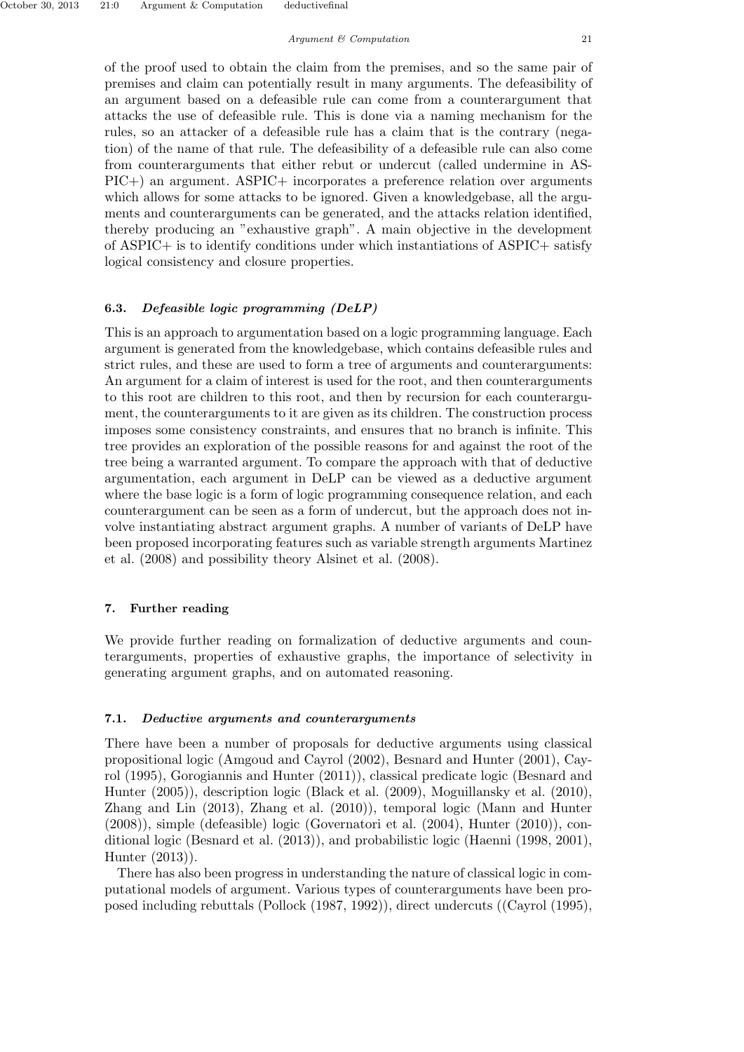of the proof used to obtain the claim from the premises, and so the same pair of premises and claim can potentially result in many arguments. The defeasibility of an argument based on a defeasible rule can come from a counterargument that attacks the use of defeasible rule. This is done via a naming mechanism for the rules, so an attacker of a defeasible rule has a claim that is the contrary (negation) of the name of that rule. The defeasibility of a defeasible rule can also come from counterarguments that either rebut or undercut (called undermine in ASPIC+) an argument. ASPIC+ incorporates a preference relation over arguments which allows for some attacks to be ignored. Given a knowledgebase, all the arguments and counterarguments can be generated, and the attacks relation identified, thereby producing an "exhaustive graph". A main objective in the development of ASPIC+ is to identify conditions under which instantiations of ASPIC+ satisfy logical consistency and closure properties.

### 6.3. *Defeasible logic programming (DeLP)*

This is an approach to argumentation based on a logic programming language. Each argument is generated from the knowledgebase, which contains defeasible rules and strict rules, and these are used to form a tree of arguments and counterarguments: An argument for a claim of interest is used for the root, and then counterarguments to this root are children to this root, and then by recursion for each counterargument, the counterarguments to it are given as its children. The construction process imposes some consistency constraints, and ensures that no branch is infinite. This tree provides an exploration of the possible reasons for and against the root of the tree being a warranted argument. To compare the approach with that of deductive argumentation, each argument in DeLP can be viewed as a deductive argument where the base logic is a form of logic programming consequence relation, and each counterargument can be seen as a form of undercut, but the approach does not involve instantiating abstract argument graphs. A number of variants of DeLP have been proposed incorporating features such as variable strength arguments Martinez et al. (2008) and possibility theory Alsinet et al. (2008).

## 7. Further reading

We provide further reading on formalization of deductive arguments and counterarguments, properties of exhaustive graphs, the importance of selectivity in generating argument graphs, and on automated reasoning.

### 7.1. *Deductive arguments and counterarguments*

There have been a number of proposals for deductive arguments using classical propositional logic (Amgoud and Cayrol (2002), Besnard and Hunter (2001), Cayrol (1995), Gorogiannis and Hunter (2011)), classical predicate logic (Besnard and Hunter (2005)), description logic (Black et al. (2009), Moguillansky et al. (2010), Zhang and Lin (2013), Zhang et al. (2010)), temporal logic (Mann and Hunter (2008)), simple (defeasible) logic (Governatori et al. (2004), Hunter (2010)), conditional logic (Besnard et al. (2013)), and probabilistic logic (Haenni (1998, 2001), Hunter (2013)).

There has also been progress in understanding the nature of classical logic in computational models of argument. Various types of counterarguments have been proposed including rebuttals (Pollock (1987, 1992)), direct undercuts ((Cayrol (1995),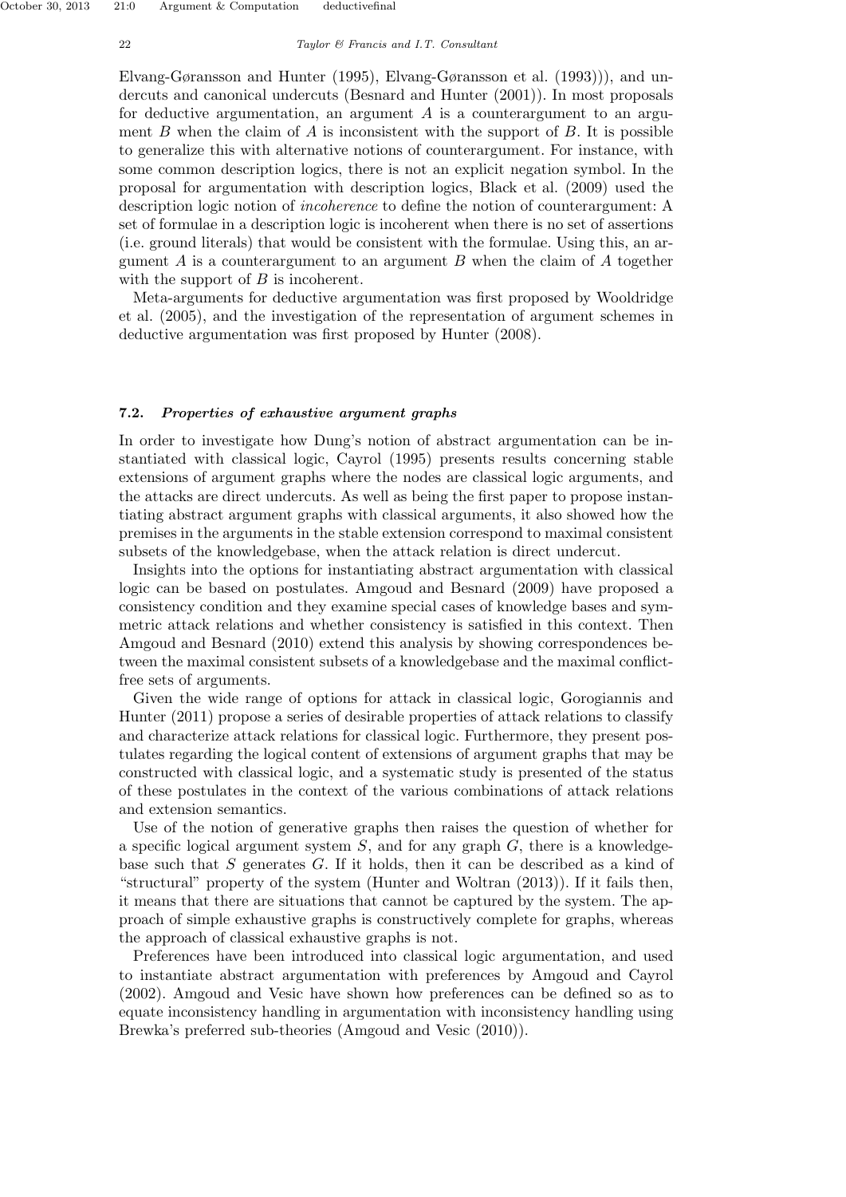Elvang-Gøransson and Hunter (1995), Elvang-Gøransson et al. (1993))), and undercuts and canonical undercuts (Besnard and Hunter (2001)). In most proposals for deductive argumentation, an argument $A$ is a counterargument to an argument $B$ when the claim of $A$ is inconsistent with the support of $B$. It is possible to generalize this with alternative notions of counterargument. For instance, with some common description logics, there is not an explicit negation symbol. In the proposal for argumentation with description logics, Black et al. (2009) used the description logic notion of *incoherence* to define the notion of counterargument: A set of formulae in a description logic is incoherent when there is no set of assertions (i.e. ground literals) that would be consistent with the formulae. Using this, an argument $A$ is a counterargument to an argument $B$ when the claim of $A$ together with the support of $B$ is incoherent.

Meta-arguments for deductive argumentation was first proposed by Wooldridge et al. (2005), and the investigation of the representation of argument schemes in deductive argumentation was first proposed by Hunter (2008).

### 7.2. *Properties of exhaustive argument graphs*

In order to investigate how Dung's notion of abstract argumentation can be instantiated with classical logic, Cayrol (1995) presents results concerning stable extensions of argument graphs where the nodes are classical logic arguments, and the attacks are direct undercuts. As well as being the first paper to propose instantiating abstract argument graphs with classical arguments, it also showed how the premises in the arguments in the stable extension correspond to maximal consistent subsets of the knowledgebase, when the attack relation is direct undercut.

Insights into the options for instantiating abstract argumentation with classical logic can be based on postulates. Amgoud and Besnard (2009) have proposed a consistency condition and they examine special cases of knowledge bases and symmetric attack relations and whether consistency is satisfied in this context. Then Amgoud and Besnard (2010) extend this analysis by showing correspondences between the maximal consistent subsets of a knowledgebase and the maximal conflict-free sets of arguments.

Given the wide range of options for attack in classical logic, Gorogiannis and Hunter (2011) propose a series of desirable properties of attack relations to classify and characterize attack relations for classical logic. Furthermore, they present postulates regarding the logical content of extensions of argument graphs that may be constructed with classical logic, and a systematic study is presented of the status of these postulates in the context of the various combinations of attack relations and extension semantics.

Use of the notion of generative graphs then raises the question of whether for a specific logical argument system $S$, and for any graph $G$, there is a knowledgebase such that $S$ generates $G$. If it holds, then it can be described as a kind of "structural" property of the system (Hunter and Woltran (2013)). If it fails then, it means that there are situations that cannot be captured by the system. The approach of simple exhaustive graphs is constructively complete for graphs, whereas the approach of classical exhaustive graphs is not.

Preferences have been introduced into classical logic argumentation, and used to instantiate abstract argumentation with preferences by Amgoud and Cayrol (2002). Amgoud and Vesic have shown how preferences can be defined so as to equate inconsistency handling in argumentation with inconsistency handling using Brewka's preferred sub-theories (Amgoud and Vesic (2010)).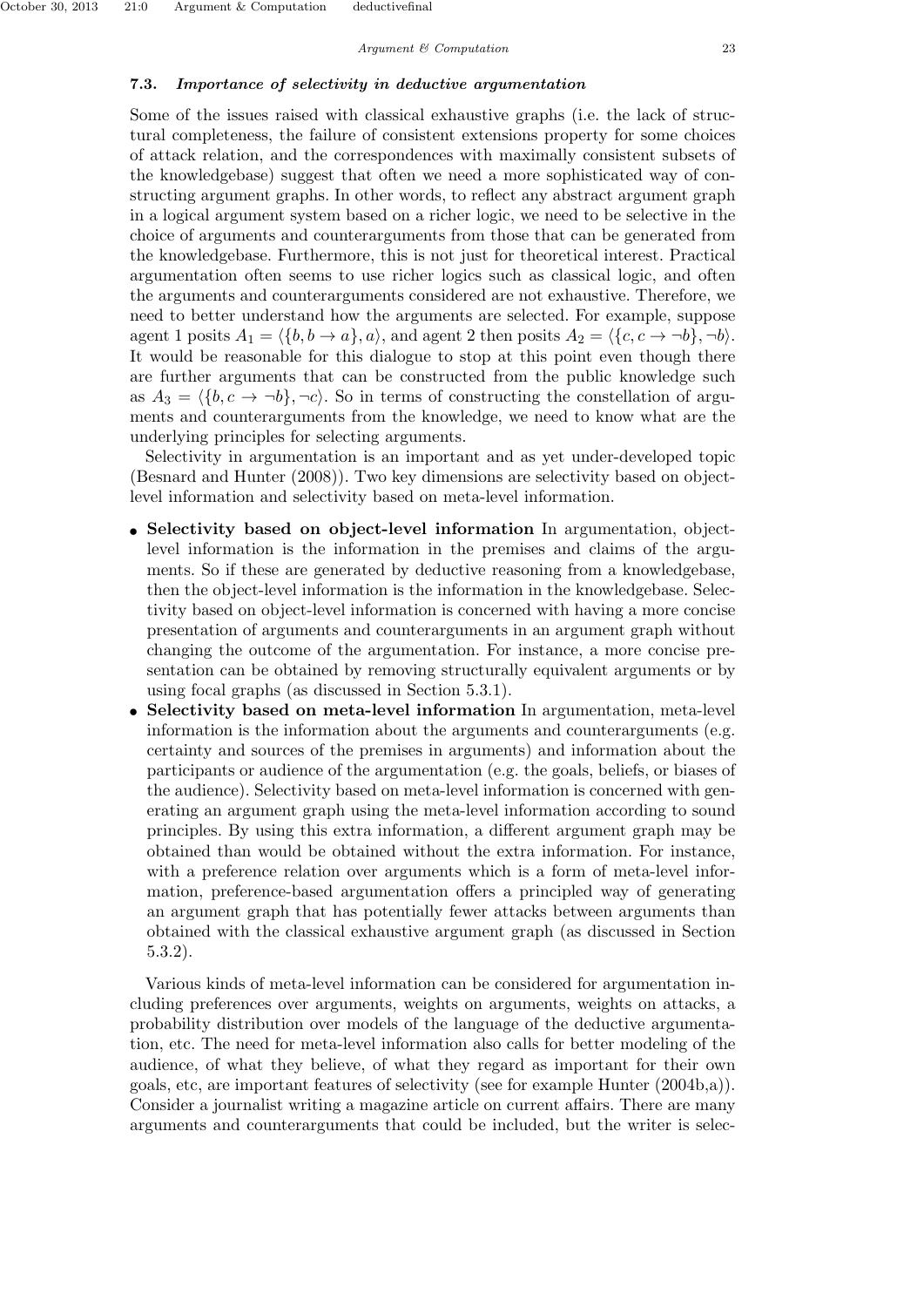### 7.3. *Importance of selectivity in deductive argumentation*

Some of the issues raised with classical exhaustive graphs (i.e. the lack of structural completeness, the failure of consistent extensions property for some choices of attack relation, and the correspondences with maximally consistent subsets of the knowledgebase) suggest that often we need a more sophisticated way of constructing argument graphs. In other words, to reflect any abstract argument graph in a logical argument system based on a richer logic, we need to be selective in the choice of arguments and counterarguments from those that can be generated from the knowledgebase. Furthermore, this is not just for theoretical interest. Practical argumentation often seems to use richer logics such as classical logic, and often the arguments and counterarguments considered are not exhaustive. Therefore, we need to better understand how the arguments are selected. For example, suppose agent 1 posits $A_1 = \langle \{b, b \rightarrow a\}, a \rangle$, and agent 2 then posits $A_2 = \langle \{c, c \rightarrow \neg b\}, \neg b \rangle$. It would be reasonable for this dialogue to stop at this point even though there are further arguments that can be constructed from the public knowledge such as $A_3 = \langle \{b, c \rightarrow \neg b\}, \neg c \rangle$. So in terms of constructing the constellation of arguments and counterarguments from the knowledge, we need to know what are the underlying principles for selecting arguments.

Selectivity in argumentation is an important and as yet under-developed topic (Besnard and Hunter (2008)). Two key dimensions are selectivity based on object-level information and selectivity based on meta-level information.

- **Selectivity based on object-level information** In argumentation, object-level information is the information in the premises and claims of the arguments. So if these are generated by deductive reasoning from a knowledgebase, then the object-level information is the information in the knowledgebase. Selectivity based on object-level information is concerned with having a more concise presentation of arguments and counterarguments in an argument graph without changing the outcome of the argumentation. For instance, a more concise presentation can be obtained by removing structurally equivalent arguments or by using focal graphs (as discussed in Section 5.3.1).
- **Selectivity based on meta-level information** In argumentation, meta-level information is the information about the arguments and counterarguments (e.g. certainty and sources of the premises in arguments) and information about the participants or audience of the argumentation (e.g. the goals, beliefs, or biases of the audience). Selectivity based on meta-level information is concerned with generating an argument graph using the meta-level information according to sound principles. By using this extra information, a different argument graph may be obtained than would be obtained without the extra information. For instance, with a preference relation over arguments which is a form of meta-level information, preference-based argumentation offers a principled way of generating an argument graph that has potentially fewer attacks between arguments than obtained with the classical exhaustive argument graph (as discussed in Section 5.3.2).

Various kinds of meta-level information can be considered for argumentation including preferences over arguments, weights on arguments, weights on attacks, a probability distribution over models of the language of the deductive argumentation, etc. The need for meta-level information also calls for better modeling of the audience, of what they believe, of what they regard as important for their own goals, etc, are important features of selectivity (see for example Hunter (2004b,a)). Consider a journalist writing a magazine article on current affairs. There are many arguments and counterarguments that could be included, but the writer is selec-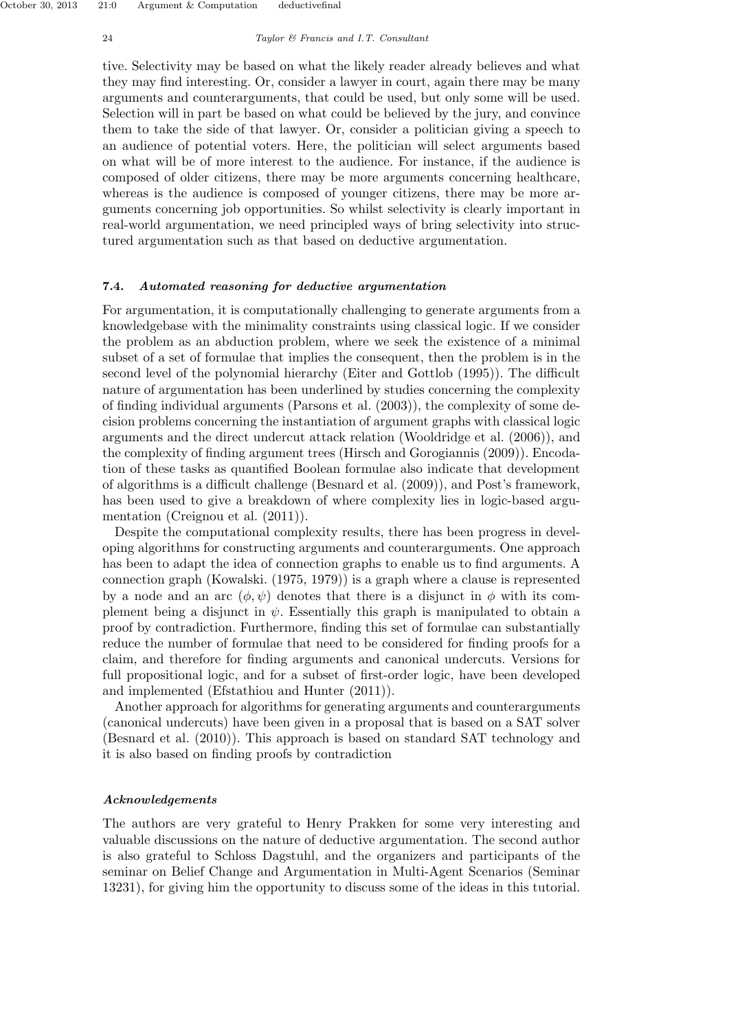tive. Selectivity may be based on what the likely reader already believes and what they may find interesting. Or, consider a lawyer in court, again there may be many arguments and counterarguments, that could be used, but only some will be used. Selection will in part be based on what could be believed by the jury, and convince them to take the side of that lawyer. Or, consider a politician giving a speech to an audience of potential voters. Here, the politician will select arguments based on what will be of more interest to the audience. For instance, if the audience is composed of older citizens, there may be more arguments concerning healthcare, whereas is the audience is composed of younger citizens, there may be more arguments concerning job opportunities. So whilst selectivity is clearly important in real-world argumentation, we need principled ways of bring selectivity into structured argumentation such as that based on deductive argumentation.

### 7.4. *Automated reasoning for deductive argumentation*

For argumentation, it is computationally challenging to generate arguments from a knowledgebase with the minimality constraints using classical logic. If we consider the problem as an abduction problem, where we seek the existence of a minimal subset of a set of formulae that implies the consequent, then the problem is in the second level of the polynomial hierarchy (Eiter and Gottlob (1995)). The difficult nature of argumentation has been underlined by studies concerning the complexity of finding individual arguments (Parsons et al. (2003)), the complexity of some decision problems concerning the instantiation of argument graphs with classical logic arguments and the direct undercut attack relation (Wooldridge et al. (2006)), and the complexity of finding argument trees (Hirsch and Gorogiannis (2009)). Encodation of these tasks as quantified Boolean formulae also indicate that development of algorithms is a difficult challenge (Besnard et al. (2009)), and Post's framework, has been used to give a breakdown of where complexity lies in logic-based argumentation (Creignou et al. (2011)).

Despite the computational complexity results, there has been progress in developing algorithms for constructing arguments and counterarguments. One approach has been to adapt the idea of connection graphs to enable us to find arguments. A connection graph (Kowalski. (1975, 1979)) is a graph where a clause is represented by a node and an arc $(\phi, \psi)$ denotes that there is a disjunct in $\phi$ with its complement being a disjunct in $\psi$. Essentially this graph is manipulated to obtain a proof by contradiction. Furthermore, finding this set of formulae can substantially reduce the number of formulae that need to be considered for finding proofs for a claim, and therefore for finding arguments and canonical undercuts. Versions for full propositional logic, and for a subset of first-order logic, have been developed and implemented (Efstathiou and Hunter (2011)).

Another approach for algorithms for generating arguments and counterarguments (canonical undercuts) have been given in a proposal that is based on a SAT solver (Besnard et al. (2010)). This approach is based on standard SAT technology and it is also based on finding proofs by contradiction

#### *Acknowledgements*

The authors are very grateful to Henry Prakken for some very interesting and valuable discussions on the nature of deductive argumentation. The second author is also grateful to Schloss Dagstuhl, and the organizers and participants of the seminar on Belief Change and Argumentation in Multi-Agent Scenarios (Seminar 13231), for giving him the opportunity to discuss some of the ideas in this tutorial.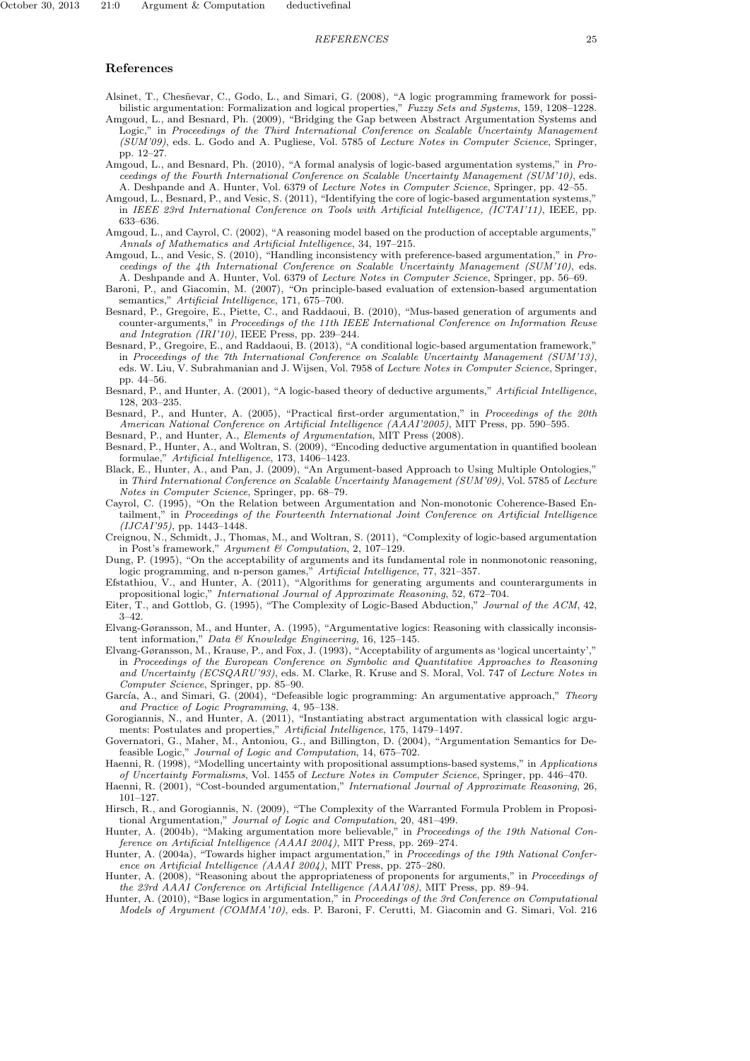## References

Alsinet, T., Chesñevar, C., Godo, L., and Simari, G. (2008), "A logic programming framework for possibilistic argumentation: Formalization and logical properties," *Fuzzy Sets and Systems*, 159, 1208–1228.

Amgoud, L., and Besnard, Ph. (2009), "Bridging the Gap between Abstract Argumentation Systems and Logic," in *Proceedings of the Third International Conference on Scalable Uncertainty Management (SUM'09)*, eds. L. Godo and A. Pugliese, Vol. 5785 of *Lecture Notes in Computer Science*, Springer, pp. 12–27.

Amgoud, L., and Besnard, Ph. (2010), "A formal analysis of logic-based argumentation systems," in *Proceedings of the Fourth International Conference on Scalable Uncertainty Management (SUM'10)*, eds. A. Deshpande and A. Hunter, Vol. 6379 of *Lecture Notes in Computer Science*, Springer, pp. 42–55.

Amgoud, L., Besnard, P., and Vesic, S. (2011), "Identifying the core of logic-based argumentation systems," in *IEEE 23rd International Conference on Tools with Artificial Intelligence, (ICTAI'11)*, IEEE, pp. 633–636.

Amgoud, L., and Cayrol, C. (2002), "A reasoning model based on the production of acceptable arguments," *Annals of Mathematics and Artificial Intelligence*, 34, 197–215.

Amgoud, L., and Vesic, S. (2010), "Handling inconsistency with preference-based argumentation," in *Proceedings of the 4th International Conference on Scalable Uncertainty Management (SUM'10)*, eds. A. Deshpande and A. Hunter, Vol. 6379 of *Lecture Notes in Computer Science*, Springer, pp. 56–69.

Baroni, P., and Giacomin, M. (2007), "On principle-based evaluation of extension-based argumentation semantics," *Artificial Intelligence*, 171, 675–700.

Besnard, P., Gregoire, E., Piette, C., and Raddaoui, B. (2010), "Mus-based generation of arguments and counter-arguments," in *Proceedings of the 11th IEEE International Conference on Information Reuse and Integration (IRI'10)*, IEEE Press, pp. 239–244.

Besnard, P., Gregoire, E., and Raddaoui, B. (2013), "A conditional logic-based argumentation framework," in *Proceedings of the 7th International Conference on Scalable Uncertainty Management (SUM'13)*, eds. W. Liu, V. Subrahmanian and J. Wijsen, Vol. 7958 of *Lecture Notes in Computer Science*, Springer, pp. 44–56.

Besnard, P., and Hunter, A. (2001), "A logic-based theory of deductive arguments," *Artificial Intelligence*, 128, 203–235.

Besnard, P., and Hunter, A. (2005), "Practical first-order argumentation," in *Proceedings of the 20th American National Conference on Artificial Intelligence (AAAI'2005)*, MIT Press, pp. 590–595.

Besnard, P., and Hunter, A., *Elements of Argumentation*, MIT Press (2008).

Besnard, P., Hunter, A., and Woltran, S. (2009), "Encoding deductive argumentation in quantified boolean formulae," *Artificial Intelligence*, 173, 1406–1423.

Black, E., Hunter, A., and Pan, J. (2009), "An Argument-based Approach to Using Multiple Ontologies," in *Third International Conference on Scalable Uncertainty Management (SUM'09)*, Vol. 5785 of *Lecture Notes in Computer Science*, Springer, pp. 68–79.

Cayrol, C. (1995), "On the Relation between Argumentation and Non-monotonic Coherence-Based Entailment," in *Proceedings of the Fourteenth International Joint Conference on Artificial Intelligence (IJCAI'95)*, pp. 1443–1448.

Creignou, N., Schmidt, J., Thomas, M., and Woltran, S. (2011), "Complexity of logic-based argumentation in Post's framework," *Argument & Computation*, 2, 107–129.

Dung, P. (1995), "On the acceptability of arguments and its fundamental role in nonmonotonic reasoning, logic programming, and n-person games," *Artificial Intelligence*, 77, 321–357.

Efstathiou, V., and Hunter, A. (2011), "Algorithms for generating arguments and counterarguments in propositional logic," *International Journal of Approximate Reasoning*, 52, 672–704.

Eiter, T., and Gottlob, G. (1995), "The Complexity of Logic-Based Abduction," *Journal of the ACM*, 42, 3–42.

Elvang-Gøransson, M., and Hunter, A. (1995), "Argumentative logics: Reasoning with classically inconsistent information," *Data & Knowledge Engineering*, 16, 125–145.

Elvang-Gøransson, M., Krause, P., and Fox, J. (1993), "Acceptability of arguments as 'logical uncertainty'," in *Proceedings of the European Conference on Symbolic and Quantitative Approaches to Reasoning and Uncertainty (ECSQARU'93)*, eds. M. Clarke, R. Kruse and S. Moral, Vol. 747 of *Lecture Notes in Computer Science*, Springer, pp. 85–90.

García, A., and Simari, G. (2004), "Defeasible logic programming: An argumentative approach," *Theory and Practice of Logic Programming*, 4, 95–138.

Gorogiannis, N., and Hunter, A. (2011), "Instantiating abstract argumentation with classical logic arguments: Postulates and properties," *Artificial Intelligence*, 175, 1479–1497.

Governatori, G., Maher, M., Antoniou, G., and Billington, D. (2004), "Argumentation Semantics for Defeasible Logic," *Journal of Logic and Computation*, 14, 675–702.

Haenni, R. (1998), "Modelling uncertainty with propositional assumptions-based systems," in *Applications of Uncertainty Formalisms*, Vol. 1455 of *Lecture Notes in Computer Science*, Springer, pp. 446–470.

Haenni, R. (2001), "Cost-bounded argumentation," *International Journal of Approximate Reasoning*, 26, 101–127.

Hirsch, R., and Gorogiannis, N. (2009), "The Complexity of the Warranted Formula Problem in Propositional Argumentation," *Journal of Logic and Computation*, 20, 481–499.

Hunter, A. (2004b), "Making argumentation more believable," in *Proceedings of the 19th National Conference on Artificial Intelligence (AAAI 2004)*, MIT Press, pp. 269–274.

Hunter, A. (2004a), "Towards higher impact argumentation," in *Proceedings of the 19th National Conference on Artificial Intelligence (AAAI 2004)*, MIT Press, pp. 275–280.

Hunter, A. (2008), "Reasoning about the appropriateness of proponents for arguments," in *Proceedings of the 23rd AAAI Conference on Artificial Intelligence (AAAI'08)*, MIT Press, pp. 89–94.

Hunter, A. (2010), "Base logics in argumentation," in *Proceedings of the 3rd Conference on Computational Models of Argument (COMMA'10)*, eds. P. Baroni, F. Cerutti, M. Giacomin and G. Simari, Vol. 216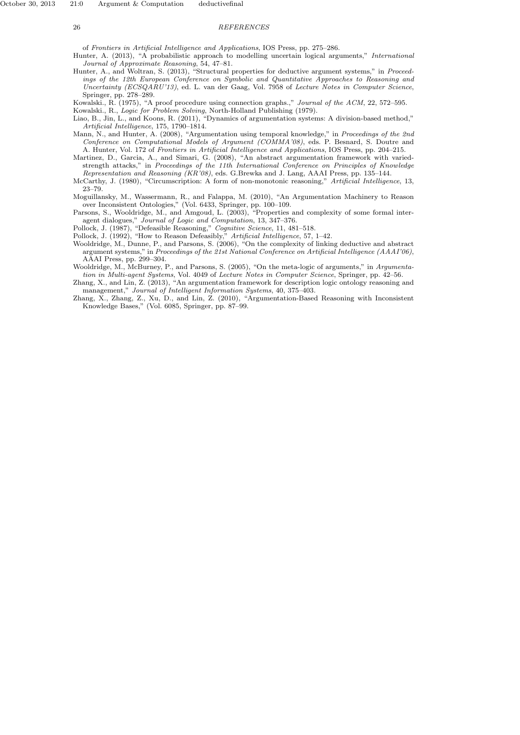of *Frontiers in Artificial Intelligence and Applications*, IOS Press, pp. 275–286.

Hunter, A. (2013), "A probabilistic approach to modelling uncertain logical arguments," *International Journal of Approximate Reasoning*, 54, 47–81.

Hunter, A., and Woltran, S. (2013), "Structural properties for deductive argument systems," in *Proceedings of the 12th European Conference on Symbolic and Quantitative Approaches to Reasoning and Uncertainty (ECSQARU'13)*, ed. L. van der Gaag, Vol. 7958 of *Lecture Notes in Computer Science*, Springer, pp. 278–289.

Kowalski., R. (1975), "A proof procedure using connection graphs.," *Journal of the ACM*, 22, 572–595.

Kowalski., R., *Logic for Problem Solving*, North-Holland Publishing (1979).

Liao, B., Jin, L., and Koons, R. (2011), "Dynamics of argumentation systems: A division-based method," *Artificial Intelligence*, 175, 1790–1814.

Mann, N., and Hunter, A. (2008), "Argumentation using temporal knowledge," in *Proceedings of the 2nd Conference on Computational Models of Argument (COMMA'08)*, eds. P. Besnard, S. Doutre and A. Hunter, Vol. 172 of *Frontiers in Artificial Intelligence and Applications*, IOS Press, pp. 204–215.

Martinez, D., Garcia, A., and Simari, G. (2008), "An abstract argumentation framework with varied-strength attacks," in *Proceedings of the 11th International Conference on Principles of Knowledge Representation and Reasoning (KR'08)*, eds. G.Brewka and J. Lang, AAAI Press, pp. 135–144.

McCarthy, J. (1980), "Circumscription: A form of non-monotonic reasoning," *Artificial Intelligence*, 13, 23–79.

Moguillansky, M., Wassermann, R., and Falappa, M. (2010), "An Argumentation Machinery to Reason over Inconsistent Ontologies," (Vol. 6433, Springer, pp. 100–109.

Parsons, S., Wooldridge, M., and Amgoud, L. (2003), "Properties and complexity of some formal inter-agent dialogues," *Journal of Logic and Computation*, 13, 347–376.

Pollock, J. (1987), "Defeasible Reasoning," *Cognitive Science*, 11, 481–518.

Pollock, J. (1992), "How to Reason Defeasibly," *Artificial Intelligence*, 57, 1–42.

Wooldridge, M., Dunne, P., and Parsons, S. (2006), "On the complexity of linking deductive and abstract argument systems," in *Proceedings of the 21st National Conference on Artificial Intelligence (AAAI'06)*, AAAI Press, pp. 299–304.

Wooldridge, M., McBurney, P., and Parsons, S. (2005), "On the meta-logic of arguments," in *Argumentation in Multi-agent Systems*, Vol. 4049 of *Lecture Notes in Computer Science*, Springer, pp. 42–56.

Zhang, X., and Lin, Z. (2013), "An argumentation framework for description logic ontology reasoning and management," *Journal of Intelligent Information Systems*, 40, 375–403.

Zhang, X., Zhang, Z., Xu, D., and Lin, Z. (2010), "Argumentation-Based Reasoning with Inconsistent Knowledge Bases," (Vol. 6085, Springer, pp. 87–99.